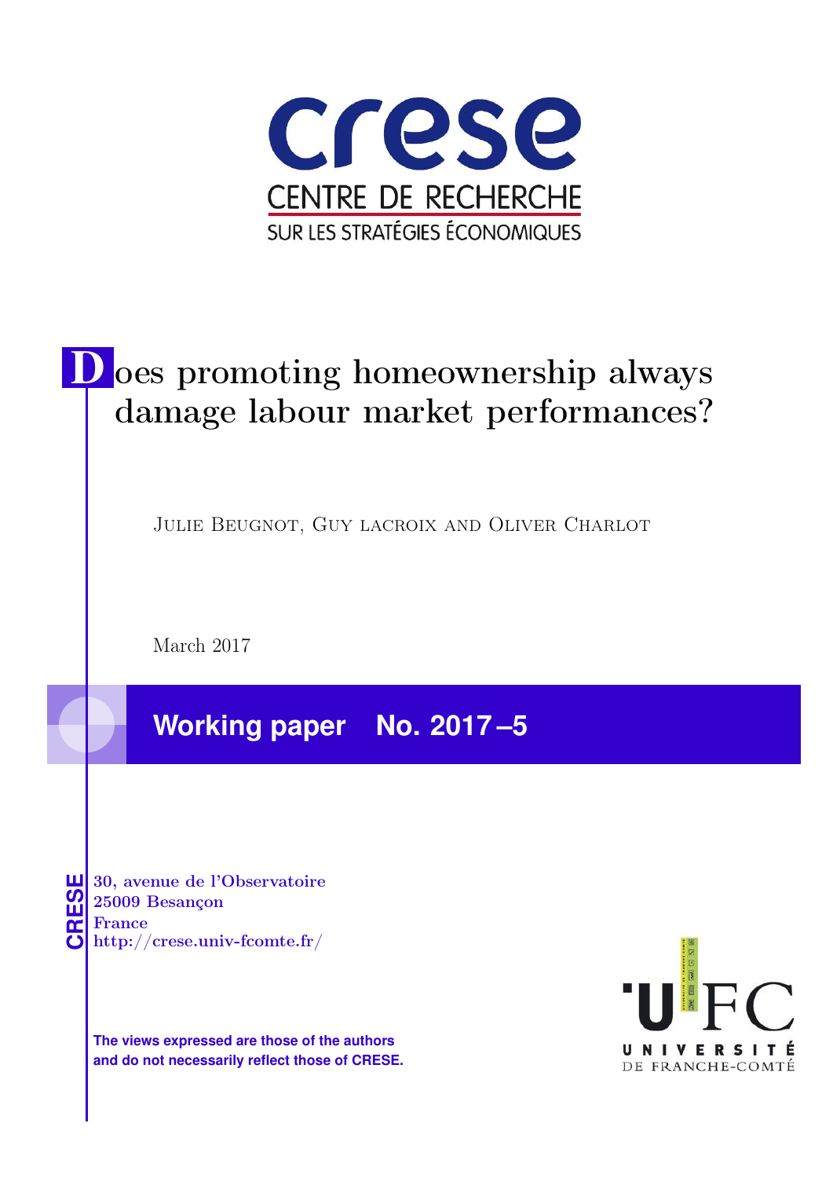crese

CENTRE DE RECHERCHE

SUR LES STRATÉGIES ÉCONOMIQUES

# Does promoting homeownership always damage labour market performances?

Julie Beugnot, Guy lacroix and Oliver Charlot

March 2017

**Working paper No. 2017 –5**

CRESE

30, avenue de l'Observatoire
25009 Besançon
France
http://crese.univ-fcomte.fr/

**The views expressed are those of the authors and do not necessarily reflect those of CRESE.**

UFC
UNIVERSITÉ DE FRANCHE-COMTÉ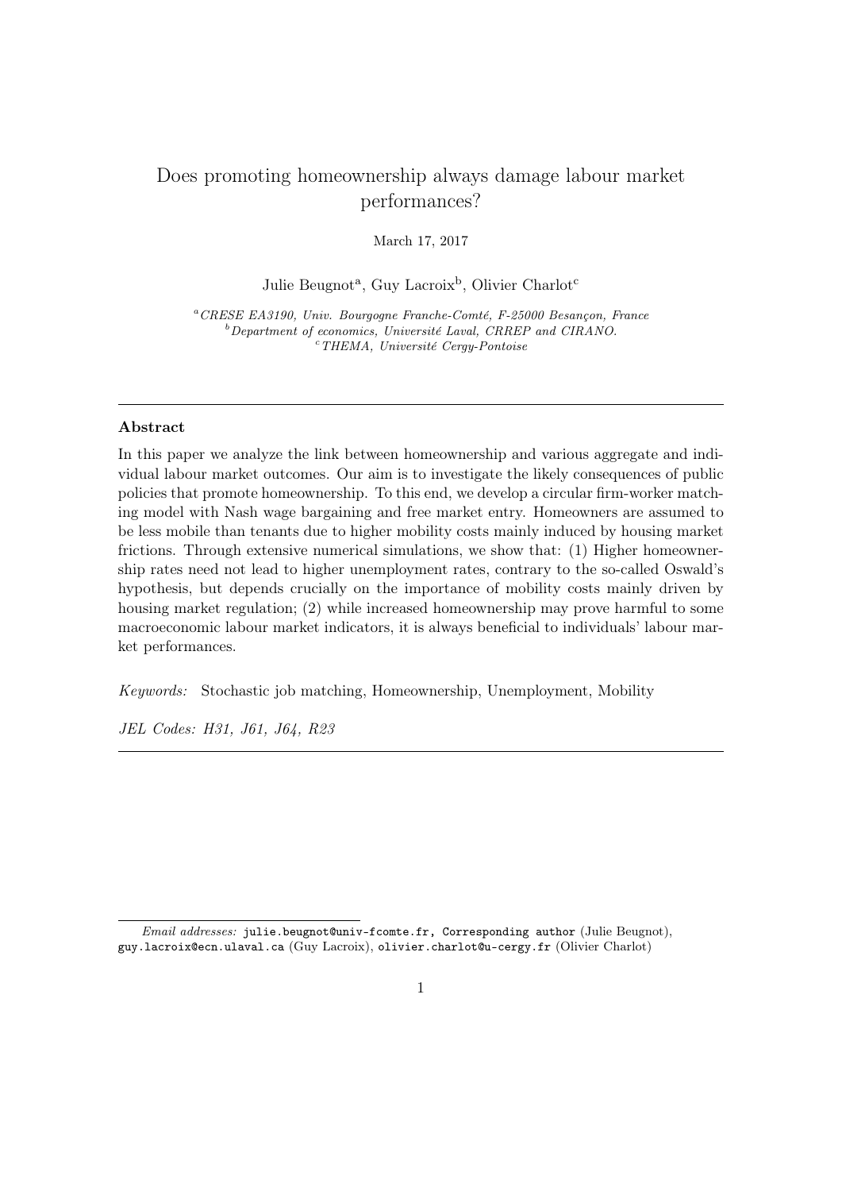# Does promoting homeownership always damage labour market performances?

March 17, 2017

Julie Beugnot[a], Guy Lacroix[b], Olivier Charlot[c]

[a] *CRESE EA3190, Univ. Bourgogne Franche-Comté, F-25000 Besançon, France*
[b] *Department of economics, Université Laval, CRREP and CIRANO.*
[c] *THEMA, Université Cergy-Pontoise*

---

**Abstract**

In this paper we analyze the link between homeownership and various aggregate and individual labour market outcomes. Our aim is to investigate the likely consequences of public policies that promote homeownership. To this end, we develop a circular firm-worker matching model with Nash wage bargaining and free market entry. Homeowners are assumed to be less mobile than tenants due to higher mobility costs mainly induced by housing market frictions. Through extensive numerical simulations, we show that: (1) Higher homeownership rates need not lead to higher unemployment rates, contrary to the so-called Oswald's hypothesis, but depends crucially on the importance of mobility costs mainly driven by housing market regulation; (2) while increased homeownership may prove harmful to some macroeconomic labour market indicators, it is always beneficial to individuals' labour market performances.

*Keywords:* Stochastic job matching, Homeownership, Unemployment, Mobility

*JEL Codes: H31, J61, J64, R23*

---

*Email addresses:* julie.beugnot@univ-fcomte.fr, Corresponding author (Julie Beugnot), guy.lacroix@ecn.ulaval.ca (Guy Lacroix), olivier.charlot@u-cergy.fr (Olivier Charlot)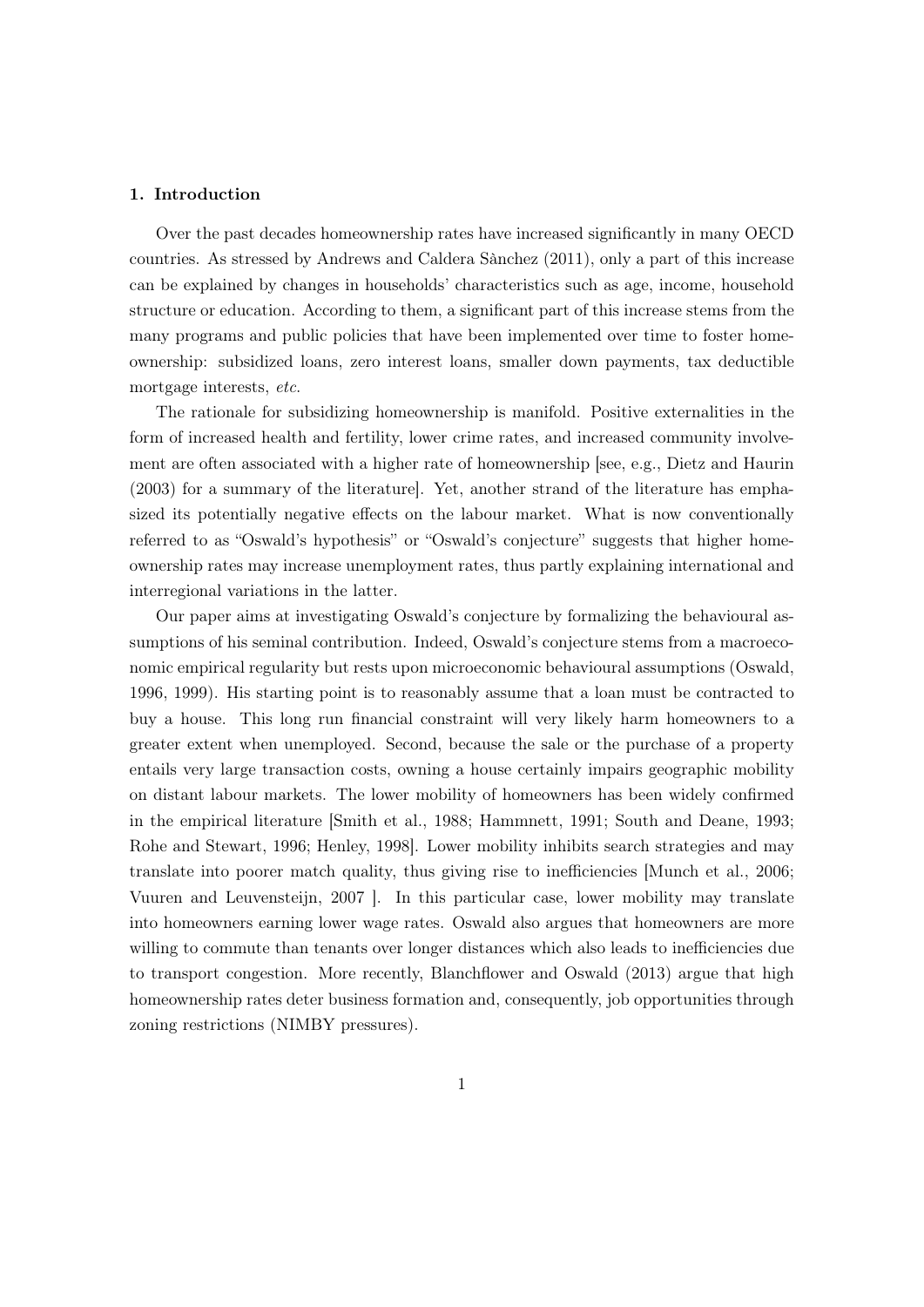## 1. Introduction

Over the past decades homeownership rates have increased significantly in many OECD countries. As stressed by Andrews and Caldera Sànchez (2011), only a part of this increase can be explained by changes in households' characteristics such as age, income, household structure or education. According to them, a significant part of this increase stems from the many programs and public policies that have been implemented over time to foster homeownership: subsidized loans, zero interest loans, smaller down payments, tax deductible mortgage interests, *etc*.

The rationale for subsidizing homeownership is manifold. Positive externalities in the form of increased health and fertility, lower crime rates, and increased community involvement are often associated with a higher rate of homeownership [see, e.g., Dietz and Haurin (2003) for a summary of the literature]. Yet, another strand of the literature has emphasized its potentially negative effects on the labour market. What is now conventionally referred to as "Oswald's hypothesis" or "Oswald's conjecture" suggests that higher homeownership rates may increase unemployment rates, thus partly explaining international and interregional variations in the latter.

Our paper aims at investigating Oswald's conjecture by formalizing the behavioural assumptions of his seminal contribution. Indeed, Oswald's conjecture stems from a macroeconomic empirical regularity but rests upon microeconomic behavioural assumptions (Oswald, 1996, 1999). His starting point is to reasonably assume that a loan must be contracted to buy a house. This long run financial constraint will very likely harm homeowners to a greater extent when unemployed. Second, because the sale or the purchase of a property entails very large transaction costs, owning a house certainly impairs geographic mobility on distant labour markets. The lower mobility of homeowners has been widely confirmed in the empirical literature [Smith et al., 1988; Hammnett, 1991; South and Deane, 1993; Rohe and Stewart, 1996; Henley, 1998]. Lower mobility inhibits search strategies and may translate into poorer match quality, thus giving rise to inefficiencies [Munch et al., 2006; Vuuren and Leuvensteijn, 2007 ]. In this particular case, lower mobility may translate into homeowners earning lower wage rates. Oswald also argues that homeowners are more willing to commute than tenants over longer distances which also leads to inefficiencies due to transport congestion. More recently, Blanchflower and Oswald (2013) argue that high homeownership rates deter business formation and, consequently, job opportunities through zoning restrictions (NIMBY pressures).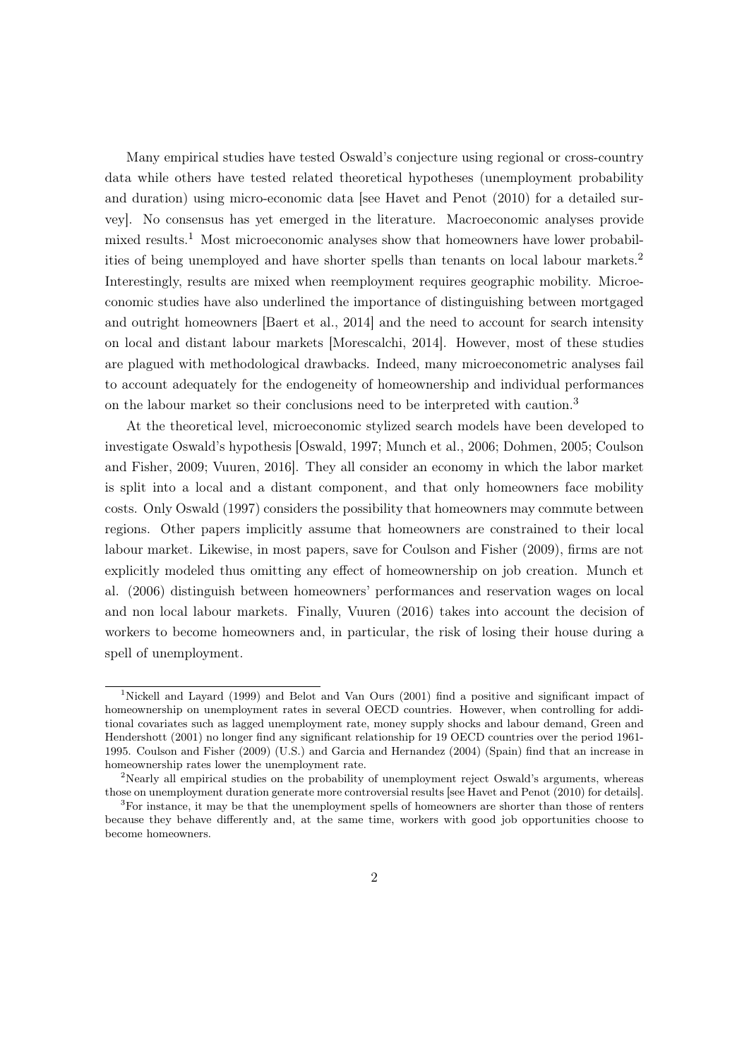Many empirical studies have tested Oswald's conjecture using regional or cross-country data while others have tested related theoretical hypotheses (unemployment probability and duration) using micro-economic data [see Havet and Penot (2010) for a detailed survey]. No consensus has yet emerged in the literature. Macroeconomic analyses provide mixed results.[1] Most microeconomic analyses show that homeowners have lower probabilities of being unemployed and have shorter spells than tenants on local labour markets.[2] Interestingly, results are mixed when reemployment requires geographic mobility. Microeconomic studies have also underlined the importance of distinguishing between mortgaged and outright homeowners [Baert et al., 2014] and the need to account for search intensity on local and distant labour markets [Morescalchi, 2014]. However, most of these studies are plagued with methodological drawbacks. Indeed, many microeconometric analyses fail to account adequately for the endogeneity of homeownership and individual performances on the labour market so their conclusions need to be interpreted with caution.[3]

At the theoretical level, microeconomic stylized search models have been developed to investigate Oswald's hypothesis [Oswald, 1997; Munch et al., 2006; Dohmen, 2005; Coulson and Fisher, 2009; Vuuren, 2016]. They all consider an economy in which the labor market is split into a local and a distant component, and that only homeowners face mobility costs. Only Oswald (1997) considers the possibility that homeowners may commute between regions. Other papers implicitly assume that homeowners are constrained to their local labour market. Likewise, in most papers, save for Coulson and Fisher (2009), firms are not explicitly modeled thus omitting any effect of homeownership on job creation. Munch et al. (2006) distinguish between homeowners' performances and reservation wages on local and non local labour markets. Finally, Vuuren (2016) takes into account the decision of workers to become homeowners and, in particular, the risk of losing their house during a spell of unemployment.

---

[1] Nickell and Layard (1999) and Belot and Van Ours (2001) find a positive and significant impact of homeownership on unemployment rates in several OECD countries. However, when controlling for additional covariates such as lagged unemployment rate, money supply shocks and labour demand, Green and Hendershott (2001) no longer find any significant relationship for 19 OECD countries over the period 1961-1995. Coulson and Fisher (2009) (U.S.) and Garcia and Hernandez (2004) (Spain) find that an increase in homeownership rates lower the unemployment rate.

[2] Nearly all empirical studies on the probability of unemployment reject Oswald's arguments, whereas those on unemployment duration generate more controversial results [see Havet and Penot (2010) for details].

[3] For instance, it may be that the unemployment spells of homeowners are shorter than those of renters because they behave differently and, at the same time, workers with good job opportunities choose to become homeowners.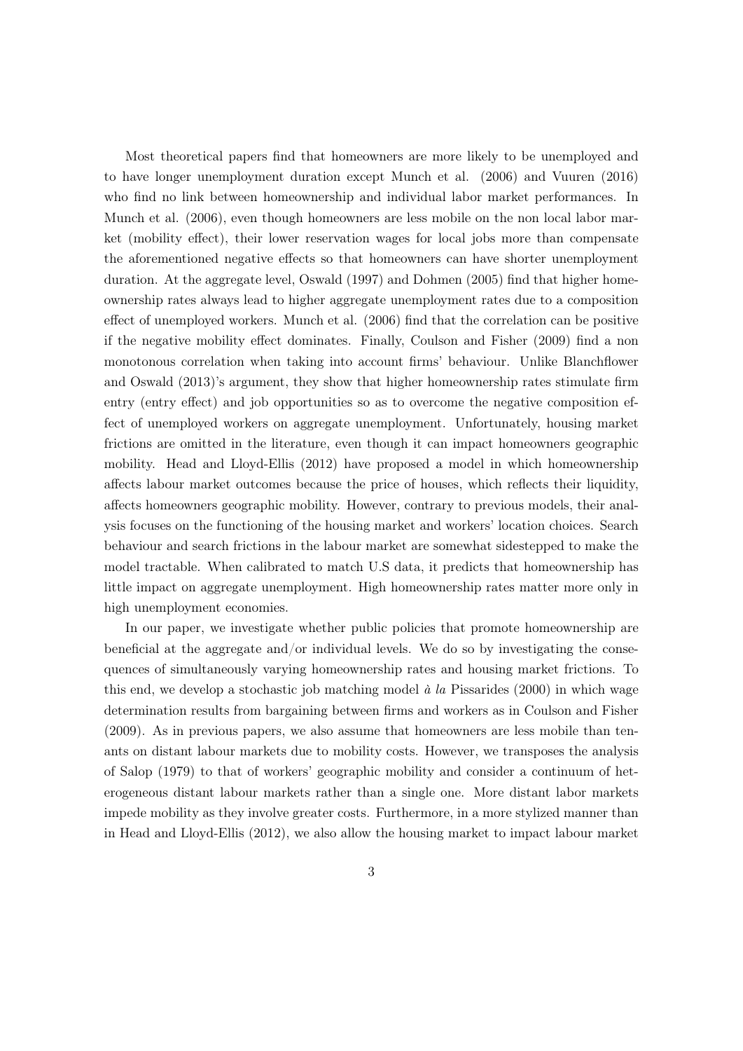Most theoretical papers find that homeowners are more likely to be unemployed and to have longer unemployment duration except Munch et al. (2006) and Vuuren (2016) who find no link between homeownership and individual labor market performances. In Munch et al. (2006), even though homeowners are less mobile on the non local labor market (mobility effect), their lower reservation wages for local jobs more than compensate the aforementioned negative effects so that homeowners can have shorter unemployment duration. At the aggregate level, Oswald (1997) and Dohmen (2005) find that higher homeownership rates always lead to higher aggregate unemployment rates due to a composition effect of unemployed workers. Munch et al. (2006) find that the correlation can be positive if the negative mobility effect dominates. Finally, Coulson and Fisher (2009) find a non monotonous correlation when taking into account firms' behaviour. Unlike Blanchflower and Oswald (2013)'s argument, they show that higher homeownership rates stimulate firm entry (entry effect) and job opportunities so as to overcome the negative composition effect of unemployed workers on aggregate unemployment. Unfortunately, housing market frictions are omitted in the literature, even though it can impact homeowners geographic mobility. Head and Lloyd-Ellis (2012) have proposed a model in which homeownership affects labour market outcomes because the price of houses, which reflects their liquidity, affects homeowners geographic mobility. However, contrary to previous models, their analysis focuses on the functioning of the housing market and workers' location choices. Search behaviour and search frictions in the labour market are somewhat sidestepped to make the model tractable. When calibrated to match U.S data, it predicts that homeownership has little impact on aggregate unemployment. High homeownership rates matter more only in high unemployment economies.

In our paper, we investigate whether public policies that promote homeownership are beneficial at the aggregate and/or individual levels. We do so by investigating the consequences of simultaneously varying homeownership rates and housing market frictions. To this end, we develop a stochastic job matching model *à la* Pissarides (2000) in which wage determination results from bargaining between firms and workers as in Coulson and Fisher (2009). As in previous papers, we also assume that homeowners are less mobile than tenants on distant labour markets due to mobility costs. However, we transposes the analysis of Salop (1979) to that of workers' geographic mobility and consider a continuum of heterogeneous distant labour markets rather than a single one. More distant labor markets impede mobility as they involve greater costs. Furthermore, in a more stylized manner than in Head and Lloyd-Ellis (2012), we also allow the housing market to impact labour market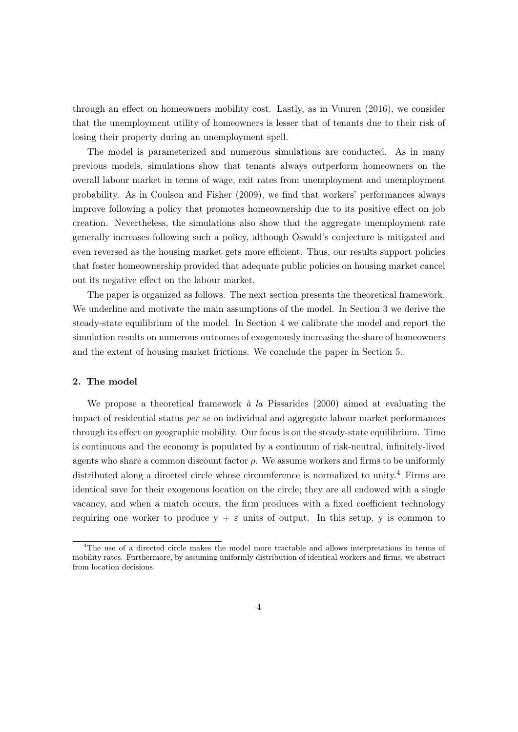through an effect on homeowners mobility cost. Lastly, as in Vuuren (2016), we consider that the unemployment utility of homeowners is lesser that of tenants due to their risk of losing their property during an unemployment spell.

The model is parameterized and numerous simulations are conducted. As in many previous models, simulations show that tenants always outperform homeowners on the overall labour market in terms of wage, exit rates from unemployment and unemployment probability. As in Coulson and Fisher (2009), we find that workers' performances always improve following a policy that promotes homeownership due to its positive effect on job creation. Nevertheless, the simulations also show that the aggregate unemployment rate generally increases following such a policy, although Oswald's conjecture is mitigated and even reversed as the housing market gets more efficient. Thus, our results support policies that foster homeownership provided that adequate public policies on housing market cancel out its negative effect on the labour market.

The paper is organized as follows. The next section presents the theoretical framework. We underline and motivate the main assumptions of the model. In Section 3 we derive the steady-state equilibrium of the model. In Section 4 we calibrate the model and report the simulation results on numerous outcomes of exogenously increasing the share of homeowners and the extent of housing market frictions. We conclude the paper in Section 5..

## 2. The model

We propose a theoretical framework *à la* Pissarides (2000) aimed at evaluating the impact of residential status *per se* on individual and aggregate labour market performances through its effect on geographic mobility. Our focus is on the steady-state equilibrium. Time is continuous and the economy is populated by a continuum of risk-neutral, infinitely-lived agents who share a common discount factor $\rho$. We assume workers and firms to be uniformly distributed along a directed circle whose circumference is normalized to unity.[4] Firms are identical save for their exogenous location on the circle; they are all endowed with a single vacancy, and when a match occurs, the firm produces with a fixed coefficient technology requiring one worker to produce $y + \varepsilon$ units of output. In this setup, y is common to

[4]The use of a directed circle makes the model more tractable and allows interpretations in terms of mobility rates. Furthermore, by assuming uniformly distribution of identical workers and firms, we abstract from location decisions.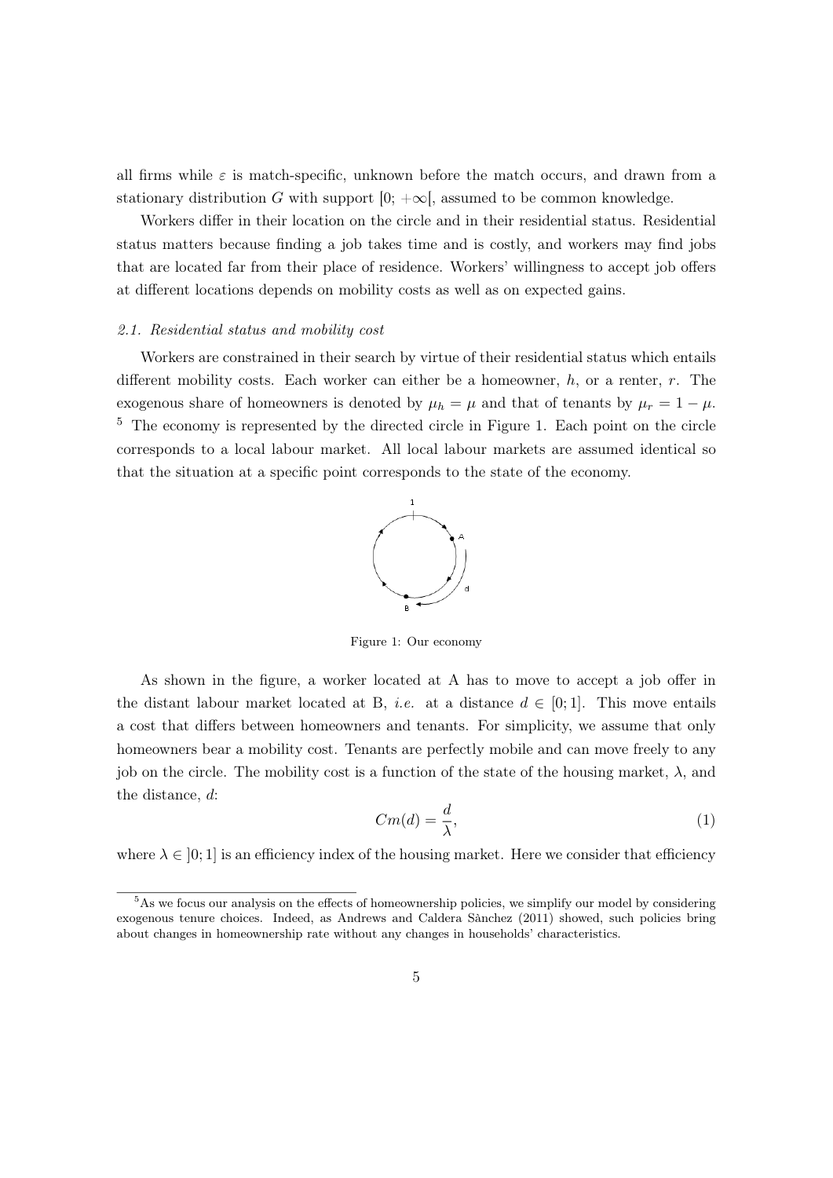all firms while $\varepsilon$ is match-specific, unknown before the match occurs, and drawn from a stationary distribution $G$ with support $[0; +\infty[$, assumed to be common knowledge.

Workers differ in their location on the circle and in their residential status. Residential status matters because finding a job takes time and is costly, and workers may find jobs that are located far from their place of residence. Workers' willingness to accept job offers at different locations depends on mobility costs as well as on expected gains.

### *2.1. Residential status and mobility cost*

Workers are constrained in their search by virtue of their residential status which entails different mobility costs. Each worker can either be a homeowner, $h$, or a renter, $r$. The exogenous share of homeowners is denoted by $\mu_h = \mu$ and that of tenants by $\mu_r = 1 - \mu$. [5] The economy is represented by the directed circle in Figure 1. Each point on the circle corresponds to a local labour market. All local labour markets are assumed identical so that the situation at a specific point corresponds to the state of the economy.

Figure 1: Our economy

As shown in the figure, a worker located at A has to move to accept a job offer in the distant labour market located at B, *i.e.* at a distance $d \in [0; 1]$. This move entails a cost that differs between homeowners and tenants. For simplicity, we assume that only homeowners bear a mobility cost. Tenants are perfectly mobile and can move freely to any job on the circle. The mobility cost is a function of the state of the housing market, $\lambda$, and the distance, $d$:

$$Cm(d) = \frac{d}{\lambda}, \tag{1}$$

where $\lambda \in ]0; 1]$ is an efficiency index of the housing market. Here we consider that efficiency

[5] As we focus our analysis on the effects of homeownership policies, we simplify our model by considering exogenous tenure choices. Indeed, as Andrews and Caldera Sànchez (2011) showed, such policies bring about changes in homeownership rate without any changes in households' characteristics.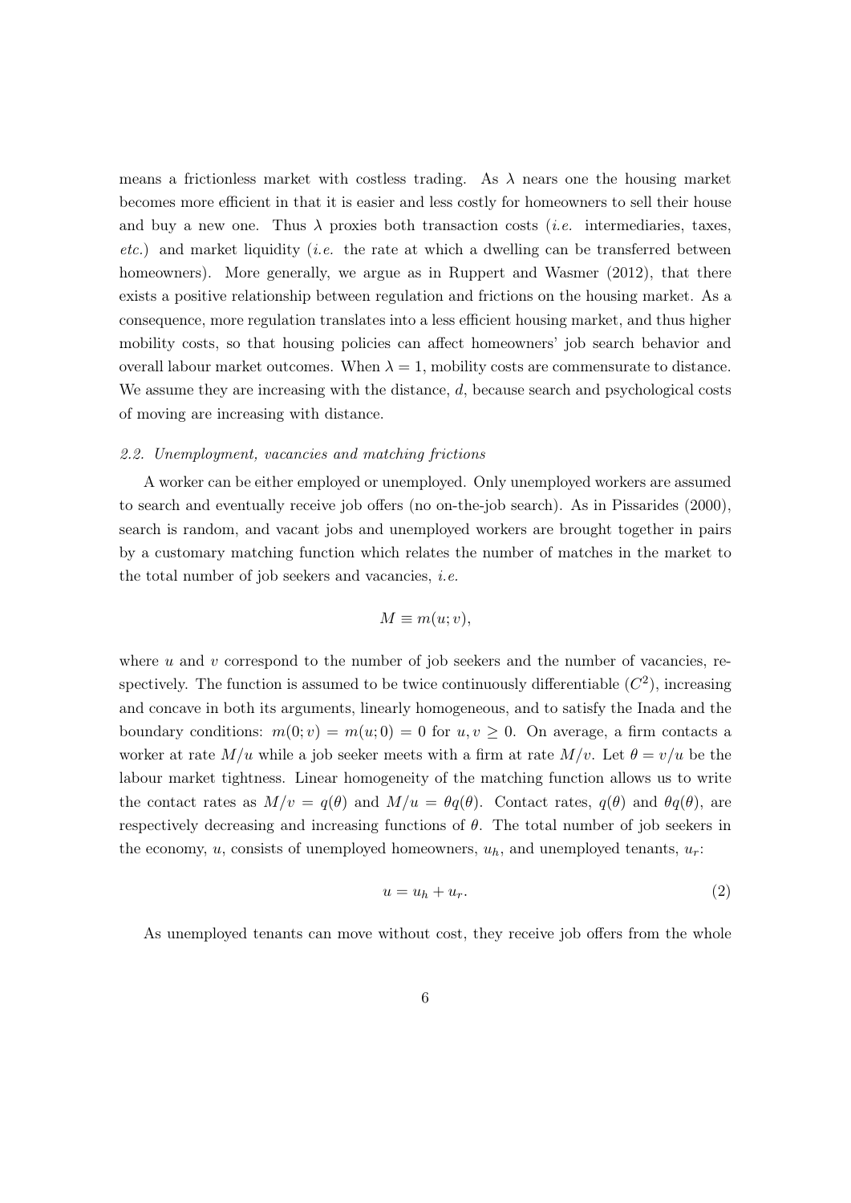means a frictionless market with costless trading. As $\lambda$ nears one the housing market becomes more efficient in that it is easier and less costly for homeowners to sell their house and buy a new one. Thus $\lambda$ proxies both transaction costs (*i.e.* intermediaries, taxes, *etc.*) and market liquidity (*i.e.* the rate at which a dwelling can be transferred between homeowners). More generally, we argue as in Ruppert and Wasmer (2012), that there exists a positive relationship between regulation and frictions on the housing market. As a consequence, more regulation translates into a less efficient housing market, and thus higher mobility costs, so that housing policies can affect homeowners' job search behavior and overall labour market outcomes. When $\lambda = 1$, mobility costs are commensurate to distance. We assume they are increasing with the distance, $d$, because search and psychological costs of moving are increasing with distance.

### *2.2. Unemployment, vacancies and matching frictions*

A worker can be either employed or unemployed. Only unemployed workers are assumed to search and eventually receive job offers (no on-the-job search). As in Pissarides (2000), search is random, and vacant jobs and unemployed workers are brought together in pairs by a customary matching function which relates the number of matches in the market to the total number of job seekers and vacancies, *i.e.*

$$M \equiv m(u; v),$$

where $u$ and $v$ correspond to the number of job seekers and the number of vacancies, respectively. The function is assumed to be twice continuously differentiable ($C^2$), increasing and concave in both its arguments, linearly homogeneous, and to satisfy the Inada and the boundary conditions: $m(0; v) = m(u; 0) = 0$ for $u, v \geq 0$. On average, a firm contacts a worker at rate $M/u$ while a job seeker meets with a firm at rate $M/v$. Let $\theta = v/u$ be the labour market tightness. Linear homogeneity of the matching function allows us to write the contact rates as $M/v = q(\theta)$ and $M/u = \theta q(\theta)$. Contact rates, $q(\theta)$ and $\theta q(\theta)$, are respectively decreasing and increasing functions of $\theta$. The total number of job seekers in the economy, $u$, consists of unemployed homeowners, $u_h$, and unemployed tenants, $u_r$:

$$u = u_h + u_r. \tag{2}$$

As unemployed tenants can move without cost, they receive job offers from the whole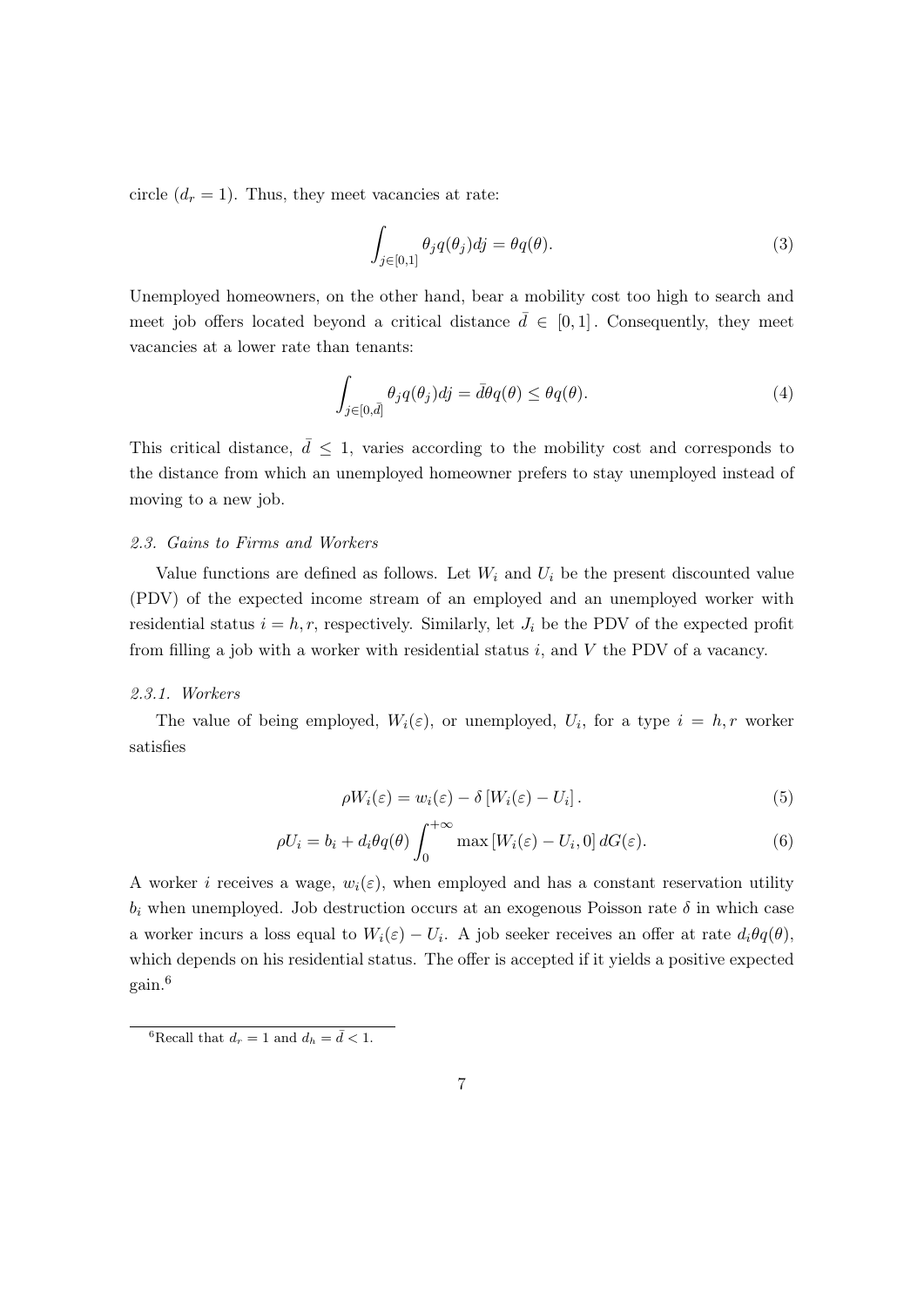circle ($d_r = 1$). Thus, they meet vacancies at rate:

$$\int_{j \in [0,1]} \theta_j q(\theta_j) dj = \theta q(\theta). \tag{3}$$

Unemployed homeowners, on the other hand, bear a mobility cost too high to search and meet job offers located beyond a critical distance $\bar{d} \in [0, 1]$. Consequently, they meet vacancies at a lower rate than tenants:

$$\int_{j \in [0,\bar{d}]} \theta_j q(\theta_j) dj = \bar{d}\theta q(\theta) \leq \theta q(\theta). \tag{4}$$

This critical distance, $\bar{d} \leq 1$, varies according to the mobility cost and corresponds to the distance from which an unemployed homeowner prefers to stay unemployed instead of moving to a new job.

*2.3. Gains to Firms and Workers*

Value functions are defined as follows. Let $W_i$ and $U_i$ be the present discounted value (PDV) of the expected income stream of an employed and an unemployed worker with residential status $i = h, r$, respectively. Similarly, let $J_i$ be the PDV of the expected profit from filling a job with a worker with residential status $i$, and $V$ the PDV of a vacancy.

*2.3.1. Workers*

The value of being employed, $W_i(\varepsilon)$, or unemployed, $U_i$, for a type $i = h, r$ worker satisfies

$$\rho W_i(\varepsilon) = w_i(\varepsilon) - \delta \left[ W_i(\varepsilon) - U_i \right]. \tag{5}$$

$$\rho U_i = b_i + d_i \theta q(\theta) \int_0^{+\infty} \max \left[ W_i(\varepsilon) - U_i, 0 \right] dG(\varepsilon). \tag{6}$$

A worker $i$ receives a wage, $w_i(\varepsilon)$, when employed and has a constant reservation utility $b_i$ when unemployed. Job destruction occurs at an exogenous Poisson rate $\delta$ in which case a worker incurs a loss equal to $W_i(\varepsilon) - U_i$. A job seeker receives an offer at rate $d_i \theta q(\theta)$, which depends on his residential status. The offer is accepted if it yields a positive expected gain.[6]

[6] Recall that $d_r = 1$ and $d_h = \bar{d} < 1$.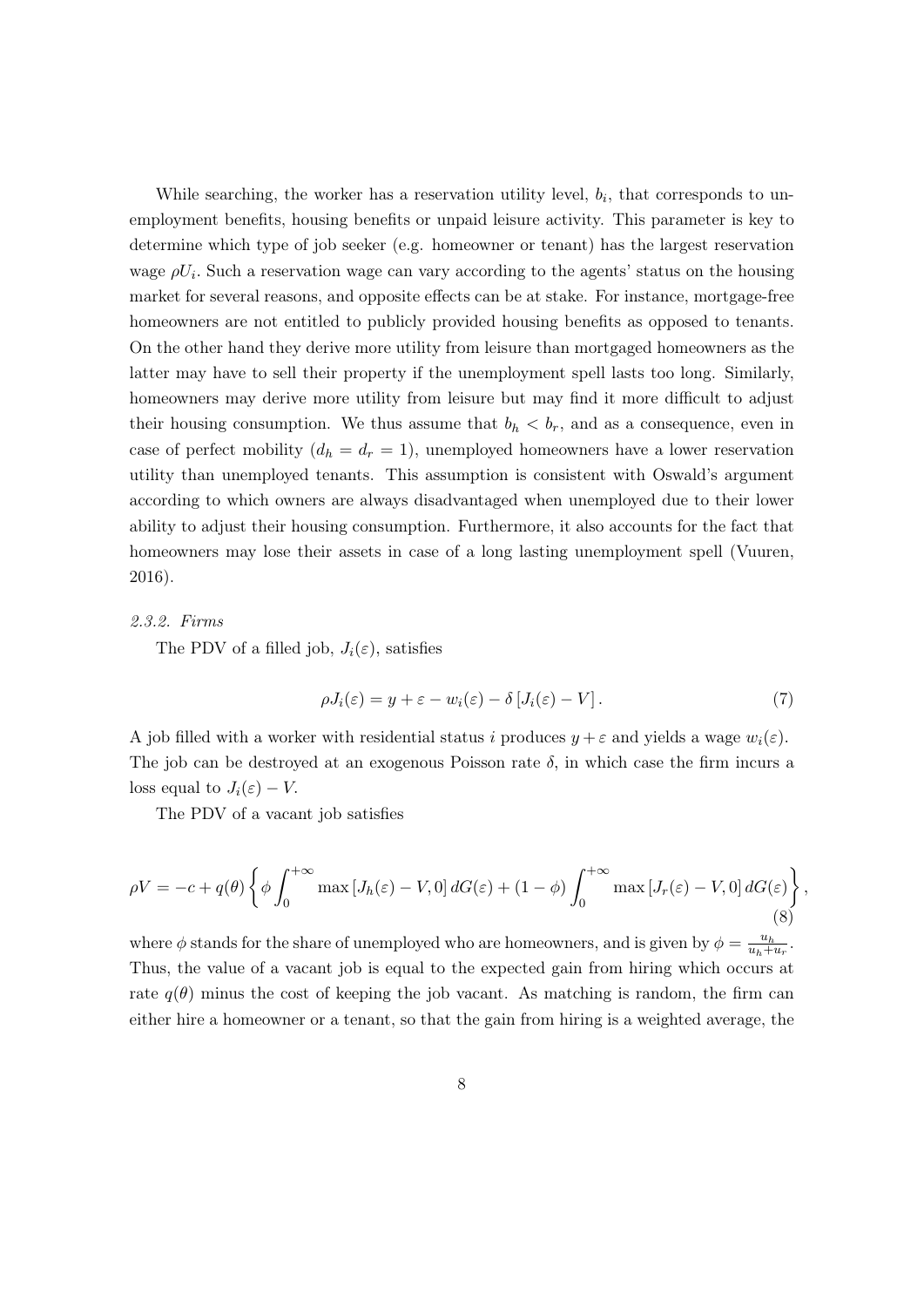While searching, the worker has a reservation utility level, $b_i$, that corresponds to unemployment benefits, housing benefits or unpaid leisure activity. This parameter is key to determine which type of job seeker (e.g. homeowner or tenant) has the largest reservation wage $\rho U_i$. Such a reservation wage can vary according to the agents' status on the housing market for several reasons, and opposite effects can be at stake. For instance, mortgage-free homeowners are not entitled to publicly provided housing benefits as opposed to tenants. On the other hand they derive more utility from leisure than mortgaged homeowners as the latter may have to sell their property if the unemployment spell lasts too long. Similarly, homeowners may derive more utility from leisure but may find it more difficult to adjust their housing consumption. We thus assume that $b_h < b_r$, and as a consequence, even in case of perfect mobility ($d_h = d_r = 1$), unemployed homeowners have a lower reservation utility than unemployed tenants. This assumption is consistent with Oswald's argument according to which owners are always disadvantaged when unemployed due to their lower ability to adjust their housing consumption. Furthermore, it also accounts for the fact that homeowners may lose their assets in case of a long lasting unemployment spell (Vuuren, 2016).

*2.3.2. Firms*

The PDV of a filled job, $J_i(\varepsilon)$, satisfies

$$\rho J_i(\varepsilon) = y + \varepsilon - w_i(\varepsilon) - \delta \left[ J_i(\varepsilon) - V \right]. \tag{7}$$

A job filled with a worker with residential status $i$ produces $y + \varepsilon$ and yields a wage $w_i(\varepsilon)$. The job can be destroyed at an exogenous Poisson rate $\delta$, in which case the firm incurs a loss equal to $J_i(\varepsilon) - V$.

The PDV of a vacant job satisfies

$$\rho V = -c + q(\theta) \left\{ \phi \int_0^{+\infty} \max \left[ J_h(\varepsilon) - V, 0 \right] dG(\varepsilon) + (1 - \phi) \int_0^{+\infty} \max \left[ J_r(\varepsilon) - V, 0 \right] dG(\varepsilon) \right\}, \tag{8}$$

where $\phi$ stands for the share of unemployed who are homeowners, and is given by $\phi = \frac{u_h}{u_h + u_r}$. Thus, the value of a vacant job is equal to the expected gain from hiring which occurs at rate $q(\theta)$ minus the cost of keeping the job vacant. As matching is random, the firm can either hire a homeowner or a tenant, so that the gain from hiring is a weighted average, the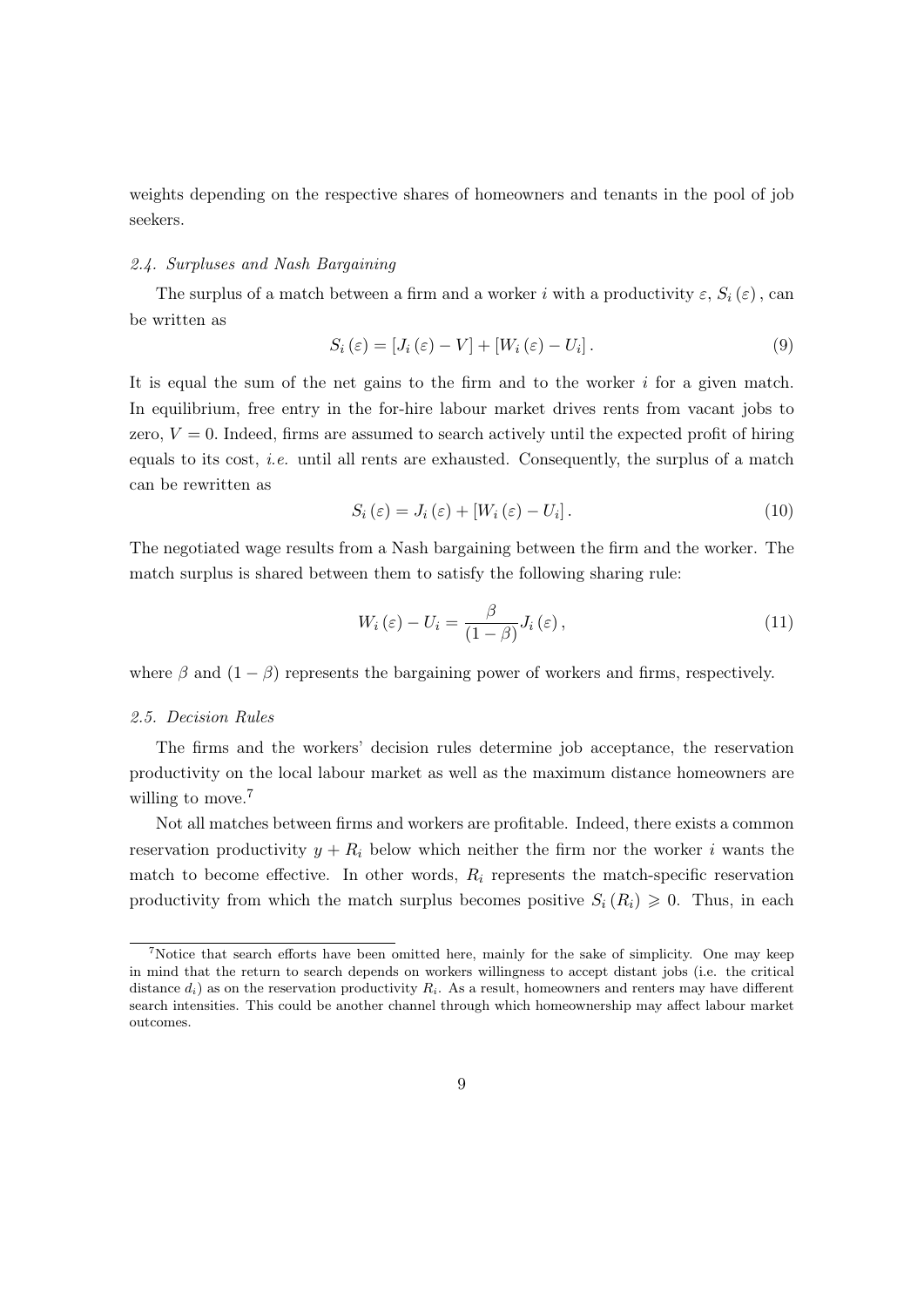weights depending on the respective shares of homeowners and tenants in the pool of job seekers.

### *2.4. Surpluses and Nash Bargaining*

The surplus of a match between a firm and a worker $i$ with a productivity $\varepsilon$, $S_i(\varepsilon)$, can be written as

$$S_i(\varepsilon) = [J_i(\varepsilon) - V] + [W_i(\varepsilon) - U_i]. \tag{9}$$

It is equal the sum of the net gains to the firm and to the worker $i$ for a given match. In equilibrium, free entry in the for-hire labour market drives rents from vacant jobs to zero, $V = 0$. Indeed, firms are assumed to search actively until the expected profit of hiring equals to its cost, *i.e.* until all rents are exhausted. Consequently, the surplus of a match can be rewritten as

$$S_i(\varepsilon) = J_i(\varepsilon) + [W_i(\varepsilon) - U_i]. \tag{10}$$

The negotiated wage results from a Nash bargaining between the firm and the worker. The match surplus is shared between them to satisfy the following sharing rule:

$$W_i(\varepsilon) - U_i = \frac{\beta}{(1-\beta)} J_i(\varepsilon), \tag{11}$$

where $\beta$ and $(1-\beta)$ represents the bargaining power of workers and firms, respectively.

### *2.5. Decision Rules*

The firms and the workers' decision rules determine job acceptance, the reservation productivity on the local labour market as well as the maximum distance homeowners are willing to move.[7]

Not all matches between firms and workers are profitable. Indeed, there exists a common reservation productivity $y + R_i$ below which neither the firm nor the worker $i$ wants the match to become effective. In other words, $R_i$ represents the match-specific reservation productivity from which the match surplus becomes positive $S_i(R_i) \geqslant 0$. Thus, in each

[7] Notice that search efforts have been omitted here, mainly for the sake of simplicity. One may keep in mind that the return to search depends on workers willingness to accept distant jobs (i.e. the critical distance $d_i$) as on the reservation productivity $R_i$. As a result, homeowners and renters may have different search intensities. This could be another channel through which homeownership may affect labour market outcomes.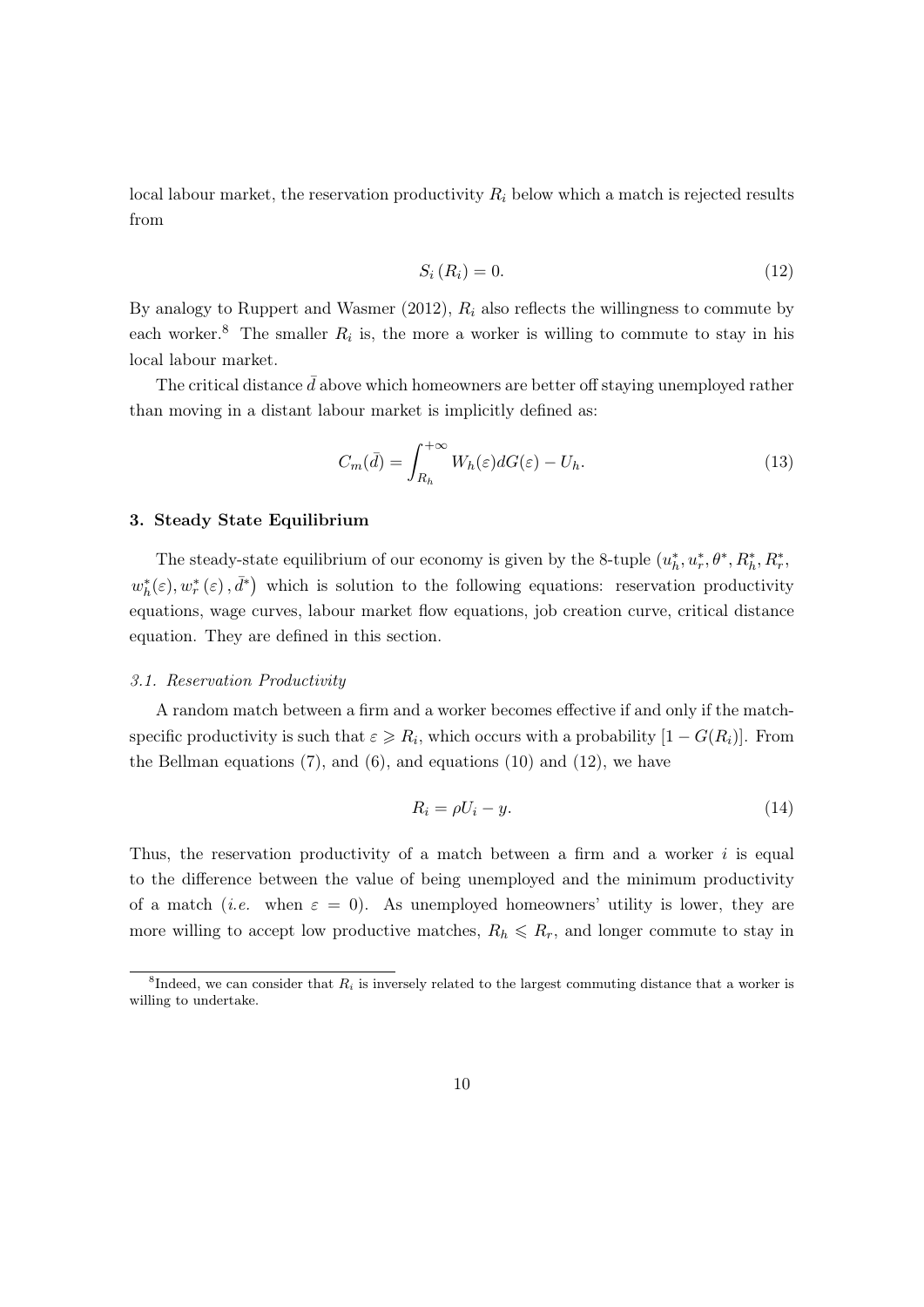local labour market, the reservation productivity $R_i$ below which a match is rejected results from

$$S_i(R_i) = 0. \tag{12}$$

By analogy to Ruppert and Wasmer (2012), $R_i$ also reflects the willingness to commute by each worker.[8] The smaller $R_i$ is, the more a worker is willing to commute to stay in his local labour market.

The critical distance $\bar{d}$ above which homeowners are better off staying unemployed rather than moving in a distant labour market is implicitly defined as:

$$C_m(\bar{d}) = \int_{R_h}^{+\infty} W_h(\varepsilon) dG(\varepsilon) - U_h. \tag{13}$$

### 3. Steady State Equilibrium

The steady-state equilibrium of our economy is given by the 8-tuple $(u_h^*, u_r^*, \theta^*, R_h^*, R_r^*, w_h^*(\varepsilon), w_r^*(\varepsilon), \bar{d}^*)$ which is solution to the following equations: reservation productivity equations, wage curves, labour market flow equations, job creation curve, critical distance equation. They are defined in this section.

#### *3.1. Reservation Productivity*

A random match between a firm and a worker becomes effective if and only if the match-specific productivity is such that $\varepsilon \geqslant R_i$, which occurs with a probability $[1 - G(R_i)]$. From the Bellman equations (7), and (6), and equations (10) and (12), we have

$$R_i = \rho U_i - y. \tag{14}$$

Thus, the reservation productivity of a match between a firm and a worker $i$ is equal to the difference between the value of being unemployed and the minimum productivity of a match (*i.e.* when $\varepsilon = 0$). As unemployed homeowners' utility is lower, they are more willing to accept low productive matches, $R_h \leqslant R_r$, and longer commute to stay in

[8] Indeed, we can consider that $R_i$ is inversely related to the largest commuting distance that a worker is willing to undertake.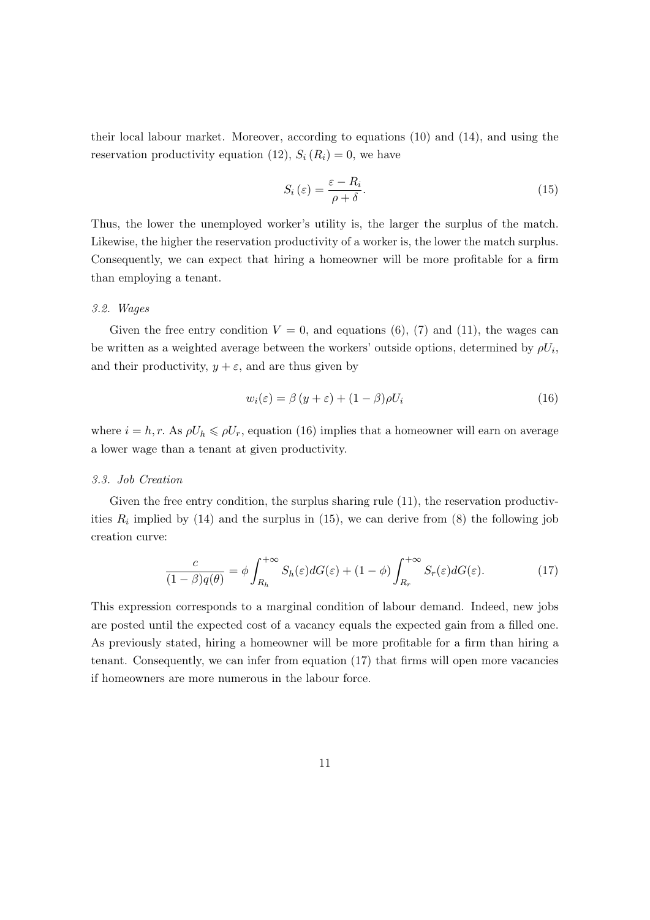their local labour market. Moreover, according to equations (10) and (14), and using the reservation productivity equation (12), $S_i(R_i) = 0$, we have

$$S_i(\varepsilon) = \frac{\varepsilon - R_i}{\rho + \delta}. \tag{15}$$

Thus, the lower the unemployed worker's utility is, the larger the surplus of the match. Likewise, the higher the reservation productivity of a worker is, the lower the match surplus. Consequently, we can expect that hiring a homeowner will be more profitable for a firm than employing a tenant.

### *3.2. Wages*

Given the free entry condition $V = 0$, and equations (6), (7) and (11), the wages can be written as a weighted average between the workers' outside options, determined by $\rho U_i$, and their productivity, $y + \varepsilon$, and are thus given by

$$w_i(\varepsilon) = \beta (y + \varepsilon) + (1 - \beta)\rho U_i \tag{16}$$

where $i = h, r$. As $\rho U_h \leqslant \rho U_r$, equation (16) implies that a homeowner will earn on average a lower wage than a tenant at given productivity.

### *3.3. Job Creation*

Given the free entry condition, the surplus sharing rule (11), the reservation productivities $R_i$ implied by (14) and the surplus in (15), we can derive from (8) the following job creation curve:

$$\frac{c}{(1-\beta)q(\theta)} = \phi \int_{R_h}^{+\infty} S_h(\varepsilon) dG(\varepsilon) + (1 - \phi) \int_{R_r}^{+\infty} S_r(\varepsilon) dG(\varepsilon). \tag{17}$$

This expression corresponds to a marginal condition of labour demand. Indeed, new jobs are posted until the expected cost of a vacancy equals the expected gain from a filled one. As previously stated, hiring a homeowner will be more profitable for a firm than hiring a tenant. Consequently, we can infer from equation (17) that firms will open more vacancies if homeowners are more numerous in the labour force.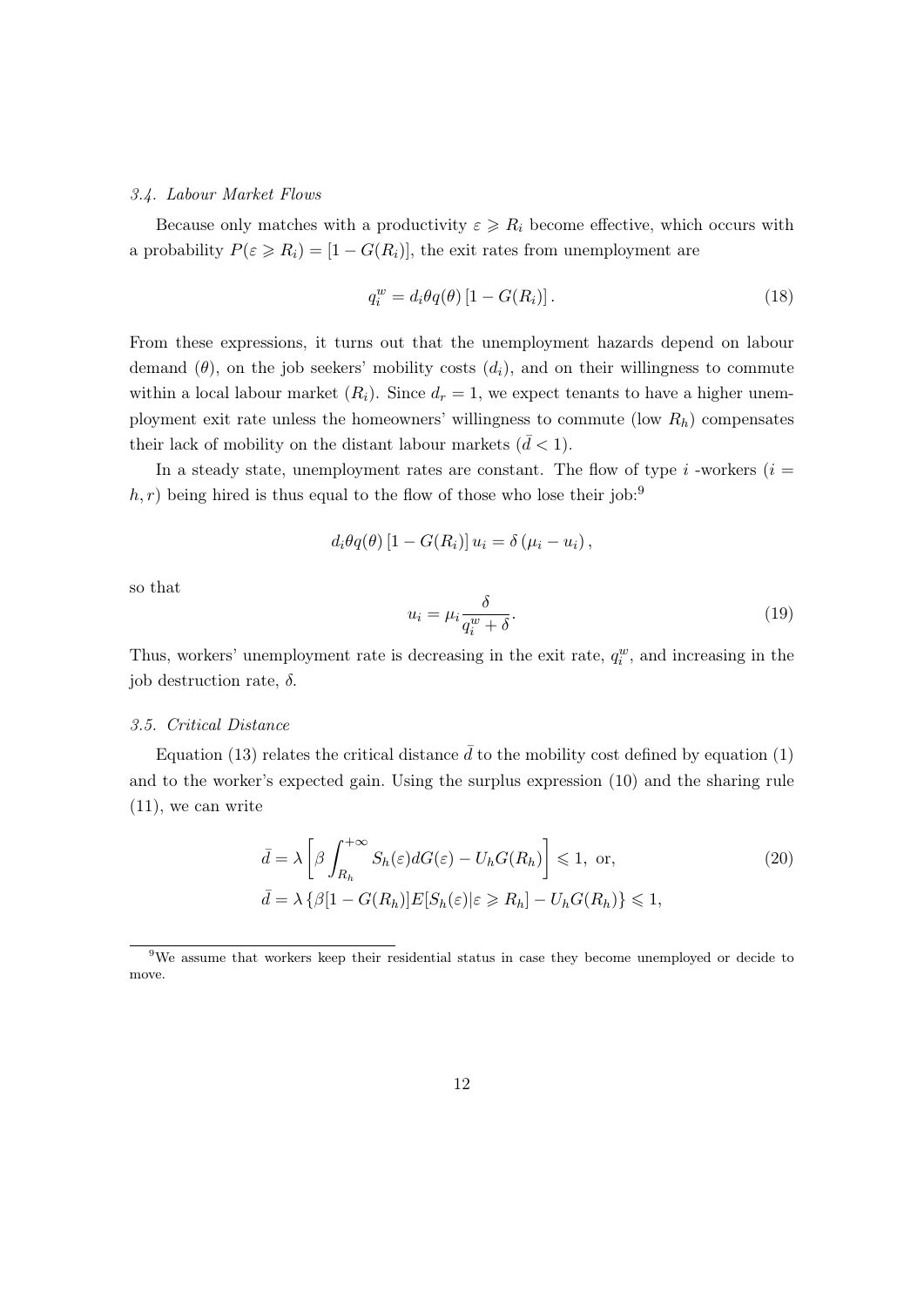### 3.4. Labour Market Flows

Because only matches with a productivity $\varepsilon \geqslant R_i$ become effective, which occurs with a probability $P(\varepsilon \geqslant R_i) = [1 - G(R_i)]$, the exit rates from unemployment are

$$q_i^w = d_i \theta q(\theta) \left[1 - G(R_i)\right]. \tag{18}$$

From these expressions, it turns out that the unemployment hazards depend on labour demand ($\theta$), on the job seekers' mobility costs ($d_i$), and on their willingness to commute within a local labour market ($R_i$). Since $d_r = 1$, we expect tenants to have a higher unemployment exit rate unless the homeowners' willingness to commute (low $R_h$) compensates their lack of mobility on the distant labour markets ($\bar{d} < 1$).

In a steady state, unemployment rates are constant. The flow of type $i$ -workers ($i = h, r$) being hired is thus equal to the flow of those who lose their job:[9]

$$d_i \theta q(\theta) \left[1 - G(R_i)\right] u_i = \delta \left(\mu_i - u_i\right),$$

so that

$$u_i = \mu_i \frac{\delta}{q_i^w + \delta}. \tag{19}$$

Thus, workers' unemployment rate is decreasing in the exit rate, $q_i^w$, and increasing in the job destruction rate, $\delta$.

### 3.5. Critical Distance

Equation (13) relates the critical distance $\bar{d}$ to the mobility cost defined by equation (1) and to the worker's expected gain. Using the surplus expression (10) and the sharing rule (11), we can write

$$\bar{d} = \lambda \left[ \beta \int_{R_h}^{+\infty} S_h(\varepsilon) dG(\varepsilon) - U_h G(R_h) \right] \leqslant 1, \text{ or,} \tag{20}$$
$$\bar{d} = \lambda \left\{ \beta [1 - G(R_h)] E[S_h(\varepsilon) | \varepsilon \geqslant R_h] - U_h G(R_h) \right\} \leqslant 1,$$

[9] We assume that workers keep their residential status in case they become unemployed or decide to move.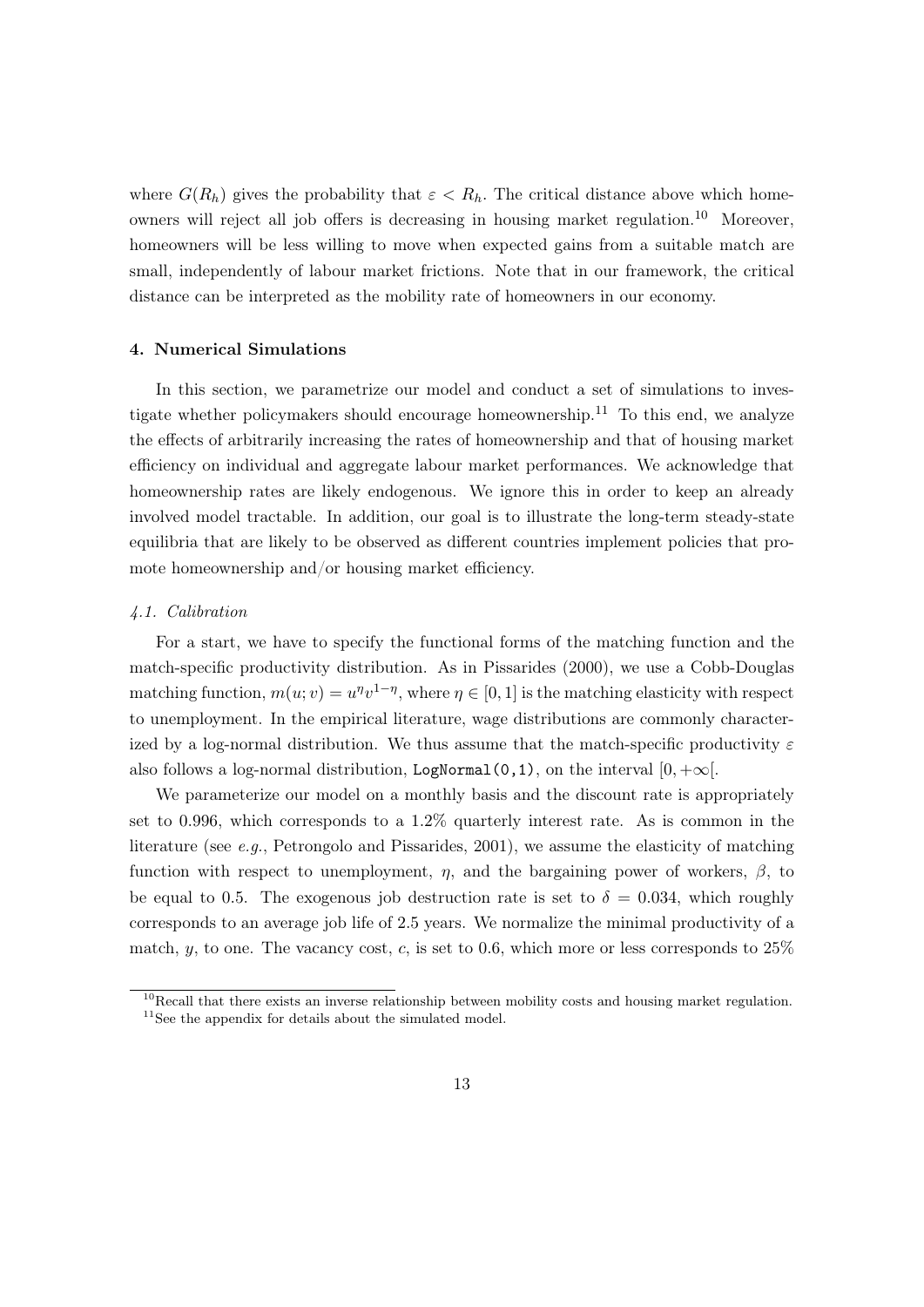where $G(R_h)$ gives the probability that $\varepsilon < R_h$. The critical distance above which homeowners will reject all job offers is decreasing in housing market regulation.[10] Moreover, homeowners will be less willing to move when expected gains from a suitable match are small, independently of labour market frictions. Note that in our framework, the critical distance can be interpreted as the mobility rate of homeowners in our economy.

## 4. Numerical Simulations

In this section, we parametrize our model and conduct a set of simulations to investigate whether policymakers should encourage homeownership.[11] To this end, we analyze the effects of arbitrarily increasing the rates of homeownership and that of housing market efficiency on individual and aggregate labour market performances. We acknowledge that homeownership rates are likely endogenous. We ignore this in order to keep an already involved model tractable. In addition, our goal is to illustrate the long-term steady-state equilibria that are likely to be observed as different countries implement policies that promote homeownership and/or housing market efficiency.

### *4.1. Calibration*

For a start, we have to specify the functional forms of the matching function and the match-specific productivity distribution. As in Pissarides (2000), we use a Cobb-Douglas matching function, $m(u;v) = u^{\eta}v^{1-\eta}$, where $\eta \in [0,1]$ is the matching elasticity with respect to unemployment. In the empirical literature, wage distributions are commonly characterized by a log-normal distribution. We thus assume that the match-specific productivity $\varepsilon$ also follows a log-normal distribution, `LogNormal(0,1)`, on the interval $[0, +\infty[$.

We parameterize our model on a monthly basis and the discount rate is appropriately set to 0.996, which corresponds to a 1.2% quarterly interest rate. As is common in the literature (see *e.g.*, Petrongolo and Pissarides, 2001), we assume the elasticity of matching function with respect to unemployment, $\eta$, and the bargaining power of workers, $\beta$, to be equal to 0.5. The exogenous job destruction rate is set to $\delta = 0.034$, which roughly corresponds to an average job life of 2.5 years. We normalize the minimal productivity of a match, $y$, to one. The vacancy cost, $c$, is set to 0.6, which more or less corresponds to 25%

---

[10] Recall that there exists an inverse relationship between mobility costs and housing market regulation.

[11] See the appendix for details about the simulated model.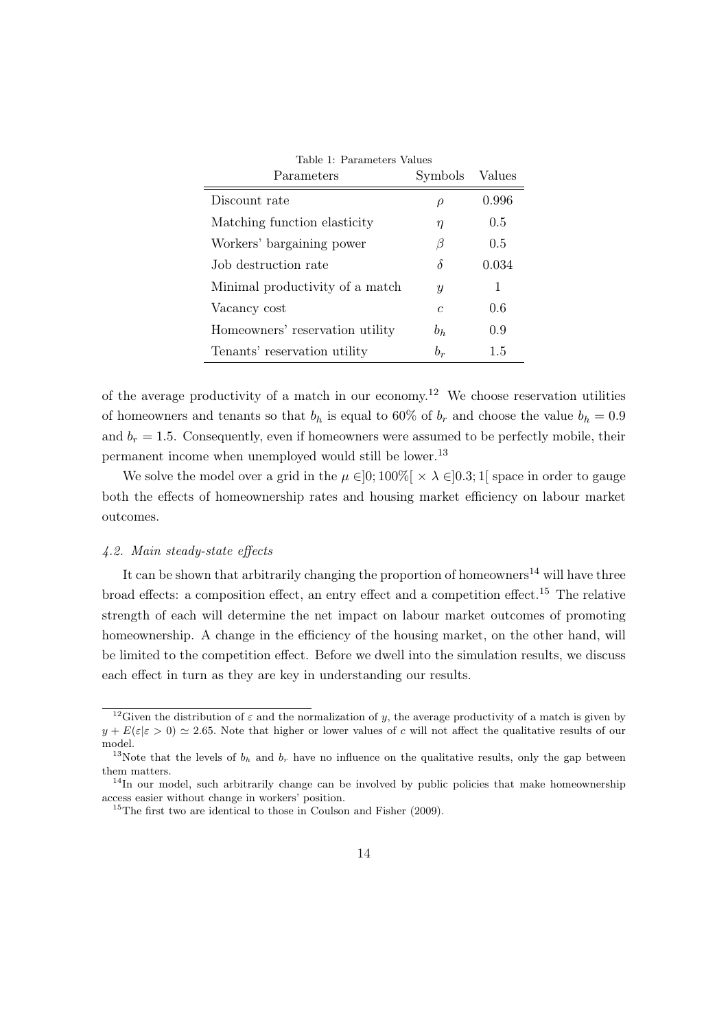Table 1: Parameters Values

| Parameters | Symbols | Values |
|---|---|---|
| Discount rate | $\rho$ | 0.996 |
| Matching function elasticity | $\eta$ | 0.5 |
| Workers' bargaining power | $\beta$ | 0.5 |
| Job destruction rate | $\delta$ | 0.034 |
| Minimal productivity of a match | $y$ | 1 |
| Vacancy cost | $c$ | 0.6 |
| Homeowners' reservation utility | $b_h$ | 0.9 |
| Tenants' reservation utility | $b_r$ | 1.5 |

of the average productivity of a match in our economy.[12] We choose reservation utilities of homeowners and tenants so that $b_h$ is equal to 60% of $b_r$ and choose the value $b_h = 0.9$ and $b_r = 1.5$. Consequently, even if homeowners were assumed to be perfectly mobile, their permanent income when unemployed would still be lower.[13]

We solve the model over a grid in the $\mu \in ]0; 100\%[ \times \lambda \in ]0.3; 1[$ space in order to gauge both the effects of homeownership rates and housing market efficiency on labour market outcomes.

#### *4.2. Main steady-state effects*

It can be shown that arbitrarily changing the proportion of homeowners[14] will have three broad effects: a composition effect, an entry effect and a competition effect.[15] The relative strength of each will determine the net impact on labour market outcomes of promoting homeownership. A change in the efficiency of the housing market, on the other hand, will be limited to the competition effect. Before we dwell into the simulation results, we discuss each effect in turn as they are key in understanding our results.

[12] Given the distribution of $\varepsilon$ and the normalization of $y$, the average productivity of a match is given by $y + E(\varepsilon|\varepsilon > 0) \simeq 2.65$. Note that higher or lower values of $c$ will not affect the qualitative results of our model.

[13] Note that the levels of $b_h$ and $b_r$ have no influence on the qualitative results, only the gap between them matters.

[14] In our model, such arbitrarily change can be involved by public policies that make homeownership access easier without change in workers' position.

[15] The first two are identical to those in Coulson and Fisher (2009).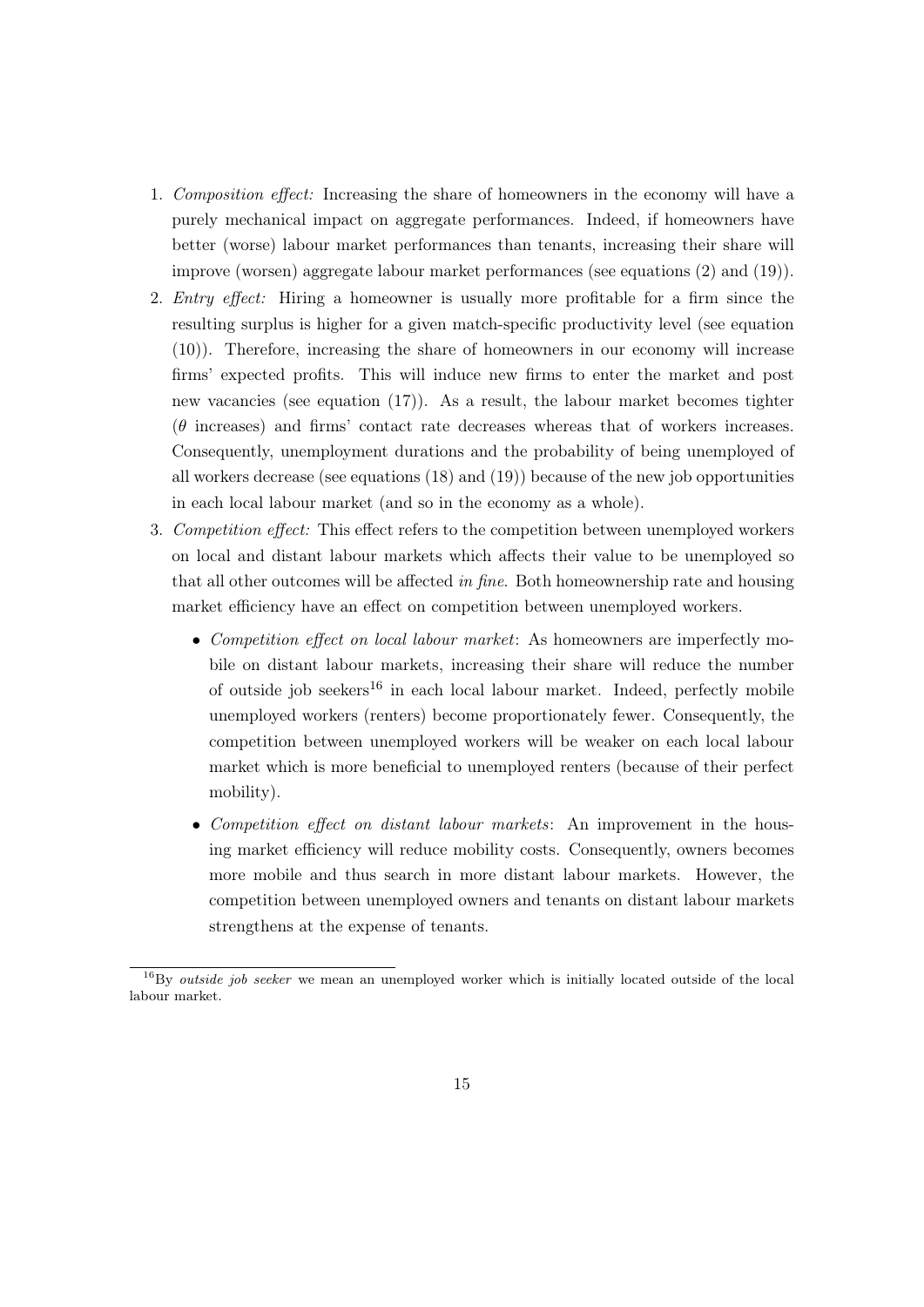1. *Composition effect:* Increasing the share of homeowners in the economy will have a purely mechanical impact on aggregate performances. Indeed, if homeowners have better (worse) labour market performances than tenants, increasing their share will improve (worsen) aggregate labour market performances (see equations (2) and (19)).
2. *Entry effect:* Hiring a homeowner is usually more profitable for a firm since the resulting surplus is higher for a given match-specific productivity level (see equation (10)). Therefore, increasing the share of homeowners in our economy will increase firms' expected profits. This will induce new firms to enter the market and post new vacancies (see equation (17)). As a result, the labour market becomes tighter ($\theta$ increases) and firms' contact rate decreases whereas that of workers increases. Consequently, unemployment durations and the probability of being unemployed of all workers decrease (see equations (18) and (19)) because of the new job opportunities in each local labour market (and so in the economy as a whole).
3. *Competition effect:* This effect refers to the competition between unemployed workers on local and distant labour markets which affects their value to be unemployed so that all other outcomes will be affected *in fine*. Both homeownership rate and housing market efficiency have an effect on competition between unemployed workers.
   - *Competition effect on local labour market*: As homeowners are imperfectly mobile on distant labour markets, increasing their share will reduce the number of outside job seekers[16] in each local labour market. Indeed, perfectly mobile unemployed workers (renters) become proportionately fewer. Consequently, the competition between unemployed workers will be weaker on each local labour market which is more beneficial to unemployed renters (because of their perfect mobility).
   - *Competition effect on distant labour markets*: An improvement in the housing market efficiency will reduce mobility costs. Consequently, owners becomes more mobile and thus search in more distant labour markets. However, the competition between unemployed owners and tenants on distant labour markets strengthens at the expense of tenants.

[16]By *outside job seeker* we mean an unemployed worker which is initially located outside of the local labour market.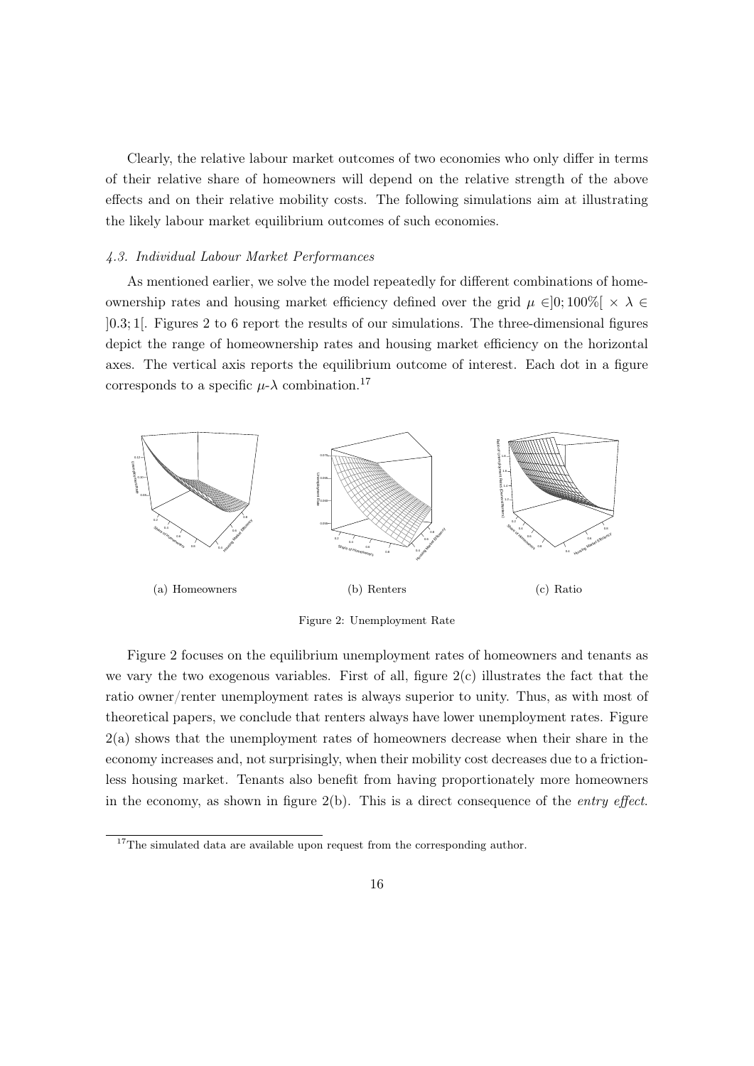Clearly, the relative labour market outcomes of two economies who only differ in terms of their relative share of homeowners will depend on the relative strength of the above effects and on their relative mobility costs. The following simulations aim at illustrating the likely labour market equilibrium outcomes of such economies.

### *4.3. Individual Labour Market Performances*

As mentioned earlier, we solve the model repeatedly for different combinations of homeownership rates and housing market efficiency defined over the grid $\mu \in ]0;100\%[ \times \lambda \in ]0.3;1[$. Figures 2 to 6 report the results of our simulations. The three-dimensional figures depict the range of homeownership rates and housing market efficiency on the horizontal axes. The vertical axis reports the equilibrium outcome of interest. Each dot in a figure corresponds to a specific $\mu$-$\lambda$ combination.[17]

(a) Homeowners

(b) Renters

(c) Ratio

Figure 2: Unemployment Rate

Figure 2 focuses on the equilibrium unemployment rates of homeowners and tenants as we vary the two exogenous variables. First of all, figure 2(c) illustrates the fact that the ratio owner/renter unemployment rates is always superior to unity. Thus, as with most of theoretical papers, we conclude that renters always have lower unemployment rates. Figure 2(a) shows that the unemployment rates of homeowners decrease when their share in the economy increases and, not surprisingly, when their mobility cost decreases due to a frictionless housing market. Tenants also benefit from having proportionately more homeowners in the economy, as shown in figure 2(b). This is a direct consequence of the *entry effect*.

[17] The simulated data are available upon request from the corresponding author.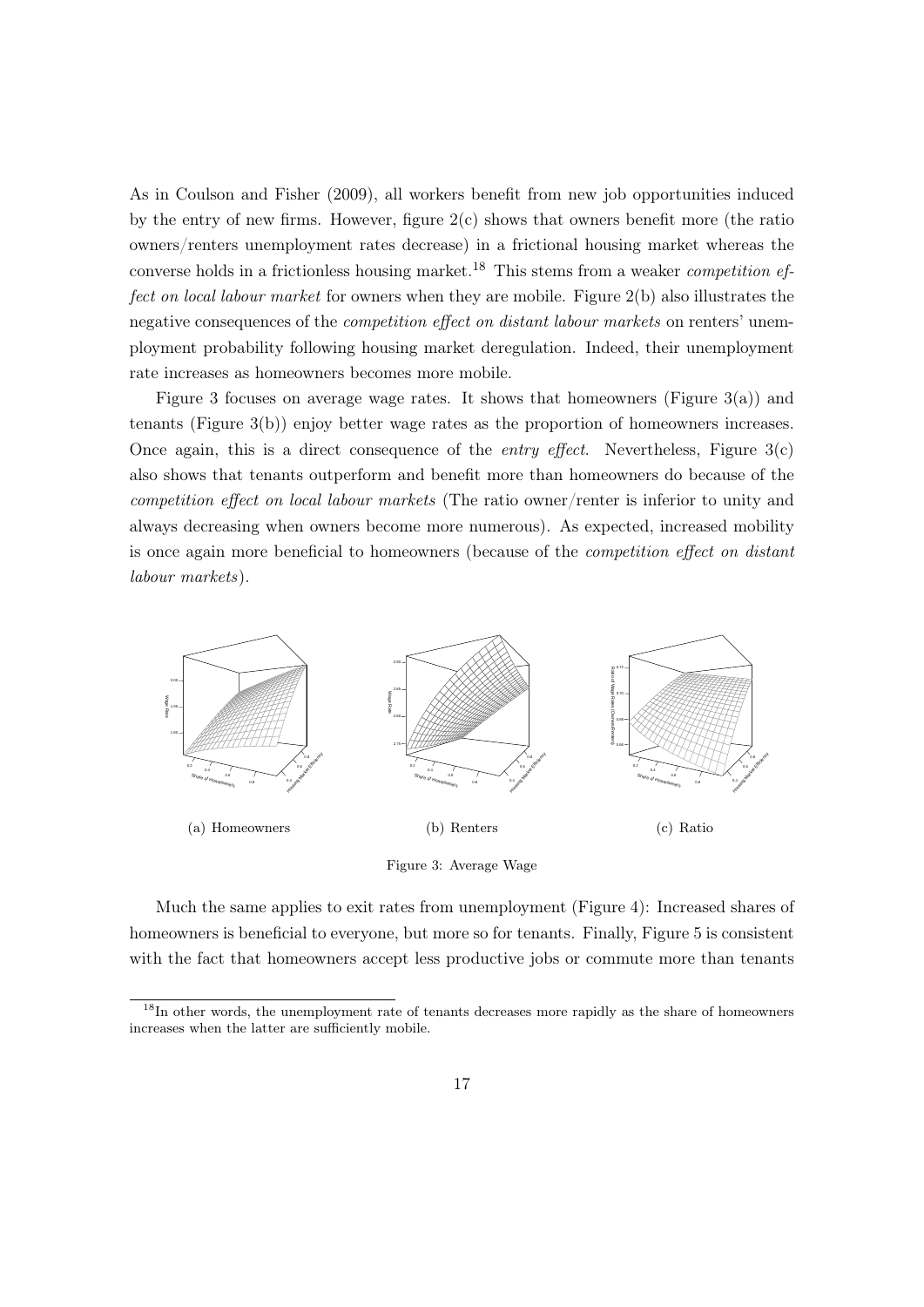As in Coulson and Fisher (2009), all workers benefit from new job opportunities induced by the entry of new firms. However, figure 2(c) shows that owners benefit more (the ratio owners/renters unemployment rates decrease) in a frictional housing market whereas the converse holds in a frictionless housing market.[18] This stems from a weaker *competition effect on local labour market* for owners when they are mobile. Figure 2(b) also illustrates the negative consequences of the *competition effect on distant labour markets* on renters' unemployment probability following housing market deregulation. Indeed, their unemployment rate increases as homeowners becomes more mobile.

Figure 3 focuses on average wage rates. It shows that homeowners (Figure 3(a)) and tenants (Figure 3(b)) enjoy better wage rates as the proportion of homeowners increases. Once again, this is a direct consequence of the *entry effect*. Nevertheless, Figure 3(c) also shows that tenants outperform and benefit more than homeowners do because of the *competition effect on local labour markets* (The ratio owner/renter is inferior to unity and always decreasing when owners become more numerous). As expected, increased mobility is once again more beneficial to homeowners (because of the *competition effect on distant labour markets*).

(a) Homeowners

(b) Renters

(c) Ratio

Figure 3: Average Wage

Much the same applies to exit rates from unemployment (Figure 4): Increased shares of homeowners is beneficial to everyone, but more so for tenants. Finally, Figure 5 is consistent with the fact that homeowners accept less productive jobs or commute more than tenants

[18] In other words, the unemployment rate of tenants decreases more rapidly as the share of homeowners increases when the latter are sufficiently mobile.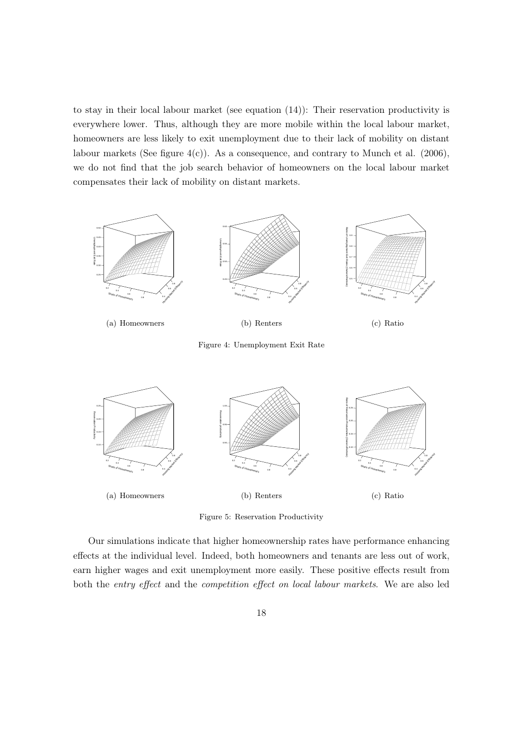to stay in their local labour market (see equation (14)): Their reservation productivity is everywhere lower. Thus, although they are more mobile within the local labour market, homeowners are less likely to exit unemployment due to their lack of mobility on distant labour markets (See figure 4(c)). As a consequence, and contrary to Munch et al. (2006), we do not find that the job search behavior of homeowners on the local labour market compensates their lack of mobility on distant markets.

(a) Homeowners

(b) Renters

(c) Ratio

Figure 4: Unemployment Exit Rate

(a) Homeowners

(b) Renters

(c) Ratio

Figure 5: Reservation Productivity

Our simulations indicate that higher homeownership rates have performance enhancing effects at the individual level. Indeed, both homeowners and tenants are less out of work, earn higher wages and exit unemployment more easily. These positive effects result from both the *entry effect* and the *competition effect on local labour markets*. We are also led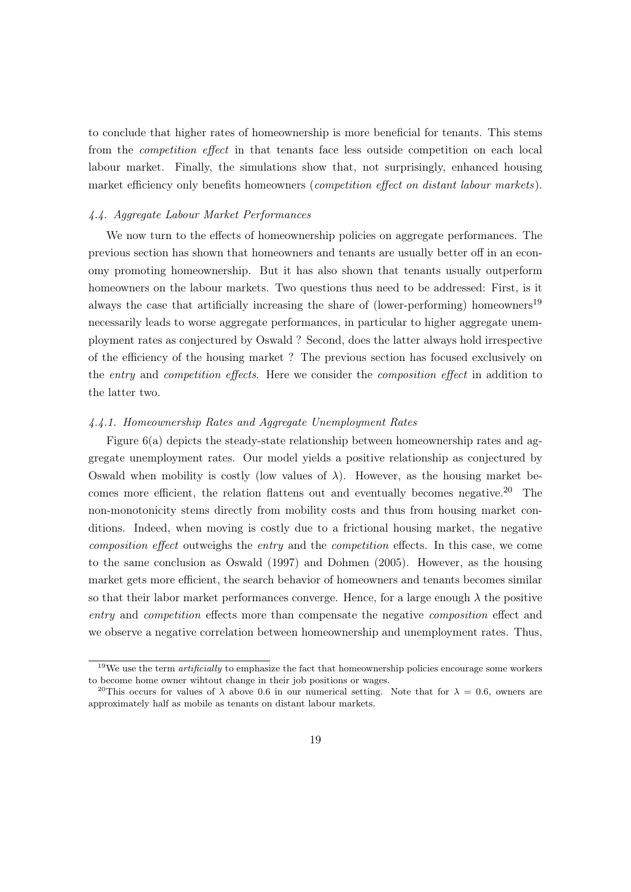to conclude that higher rates of homeownership is more beneficial for tenants. This stems from the *competition effect* in that tenants face less outside competition on each local labour market. Finally, the simulations show that, not surprisingly, enhanced housing market efficiency only benefits homeowners (*competition effect on distant labour markets*).

### *4.4. Aggregate Labour Market Performances*

We now turn to the effects of homeownership policies on aggregate performances. The previous section has shown that homeowners and tenants are usually better off in an economy promoting homeownership. But it has also shown that tenants usually outperform homeowners on the labour markets. Two questions thus need to be addressed: First, is it always the case that artificially increasing the share of (lower-performing) homeowners[19] necessarily leads to worse aggregate performances, in particular to higher aggregate unemployment rates as conjectured by Oswald ? Second, does the latter always hold irrespective of the efficiency of the housing market ? The previous section has focused exclusively on the *entry* and *competition effects*. Here we consider the *composition effect* in addition to the latter two.

#### *4.4.1. Homeownership Rates and Aggregate Unemployment Rates*

Figure 6(a) depicts the steady-state relationship between homeownership rates and aggregate unemployment rates. Our model yields a positive relationship as conjectured by Oswald when mobility is costly (low values of $\lambda$). However, as the housing market becomes more efficient, the relation flattens out and eventually becomes negative.[20] The non-monotonicity stems directly from mobility costs and thus from housing market conditions. Indeed, when moving is costly due to a frictional housing market, the negative *composition effect* outweighs the *entry* and the *competition* effects. In this case, we come to the same conclusion as Oswald (1997) and Dohmen (2005). However, as the housing market gets more efficient, the search behavior of homeowners and tenants becomes similar so that their labor market performances converge. Hence, for a large enough $\lambda$ the positive *entry* and *competition* effects more than compensate the negative *composition* effect and we observe a negative correlation between homeownership and unemployment rates. Thus,

[19] We use the term *artificially* to emphasize the fact that homeownership policies encourage some workers to become home owner wihtout change in their job positions or wages.

[20] This occurs for values of $\lambda$ above 0.6 in our numerical setting. Note that for $\lambda = 0.6$, owners are approximately half as mobile as tenants on distant labour markets.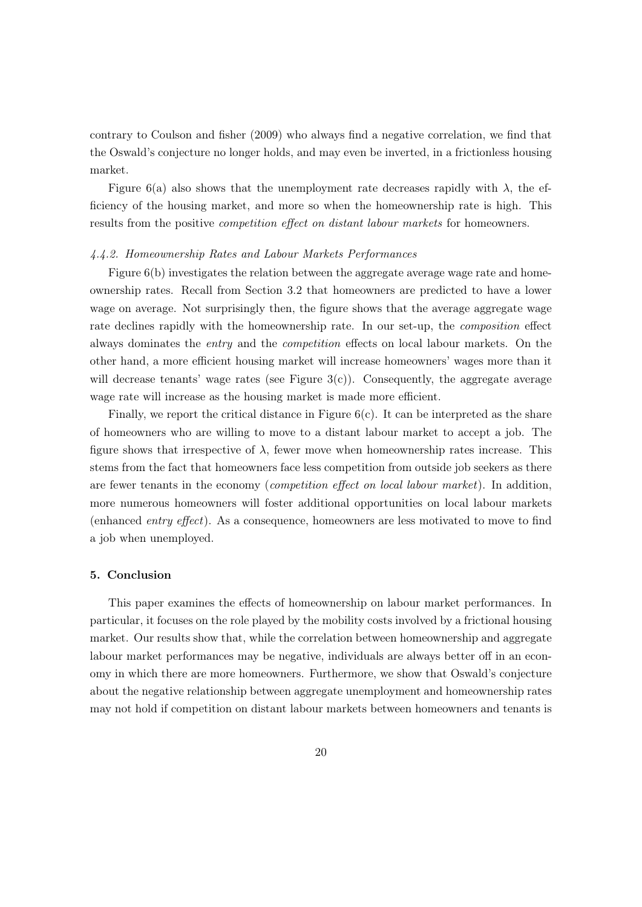contrary to Coulson and fisher (2009) who always find a negative correlation, we find that the Oswald's conjecture no longer holds, and may even be inverted, in a frictionless housing market.

Figure 6(a) also shows that the unemployment rate decreases rapidly with $\lambda$, the efficiency of the housing market, and more so when the homeownership rate is high. This results from the positive *competition effect on distant labour markets* for homeowners.

#### *4.4.2. Homeownership Rates and Labour Markets Performances*

Figure 6(b) investigates the relation between the aggregate average wage rate and homeownership rates. Recall from Section 3.2 that homeowners are predicted to have a lower wage on average. Not surprisingly then, the figure shows that the average aggregate wage rate declines rapidly with the homeownership rate. In our set-up, the *composition* effect always dominates the *entry* and the *competition* effects on local labour markets. On the other hand, a more efficient housing market will increase homeowners' wages more than it will decrease tenants' wage rates (see Figure 3(c)). Consequently, the aggregate average wage rate will increase as the housing market is made more efficient.

Finally, we report the critical distance in Figure 6(c). It can be interpreted as the share of homeowners who are willing to move to a distant labour market to accept a job. The figure shows that irrespective of $\lambda$, fewer move when homeownership rates increase. This stems from the fact that homeowners face less competition from outside job seekers as there are fewer tenants in the economy (*competition effect on local labour market*). In addition, more numerous homeowners will foster additional opportunities on local labour markets (enhanced *entry effect*). As a consequence, homeowners are less motivated to move to find a job when unemployed.

## 5. Conclusion

This paper examines the effects of homeownership on labour market performances. In particular, it focuses on the role played by the mobility costs involved by a frictional housing market. Our results show that, while the correlation between homeownership and aggregate labour market performances may be negative, individuals are always better off in an economy in which there are more homeowners. Furthermore, we show that Oswald's conjecture about the negative relationship between aggregate unemployment and homeownership rates may not hold if competition on distant labour markets between homeowners and tenants is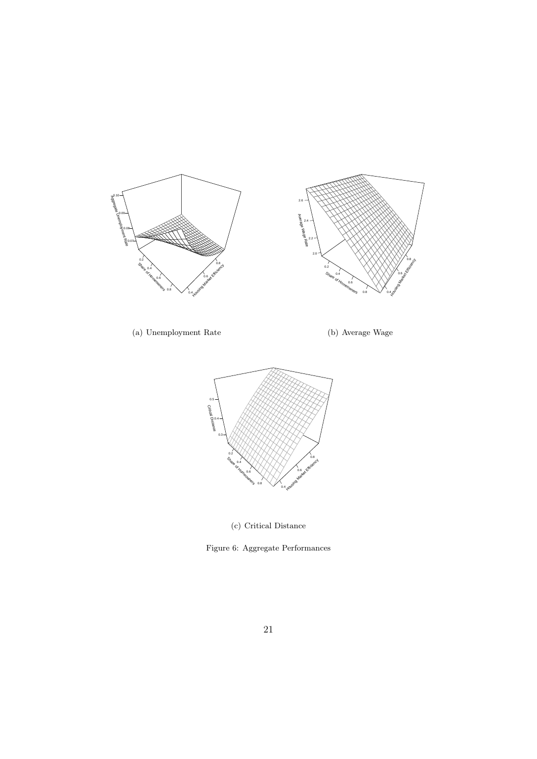(a) Unemployment Rate

(b) Average Wage

(c) Critical Distance

Figure 6: Aggregate Performances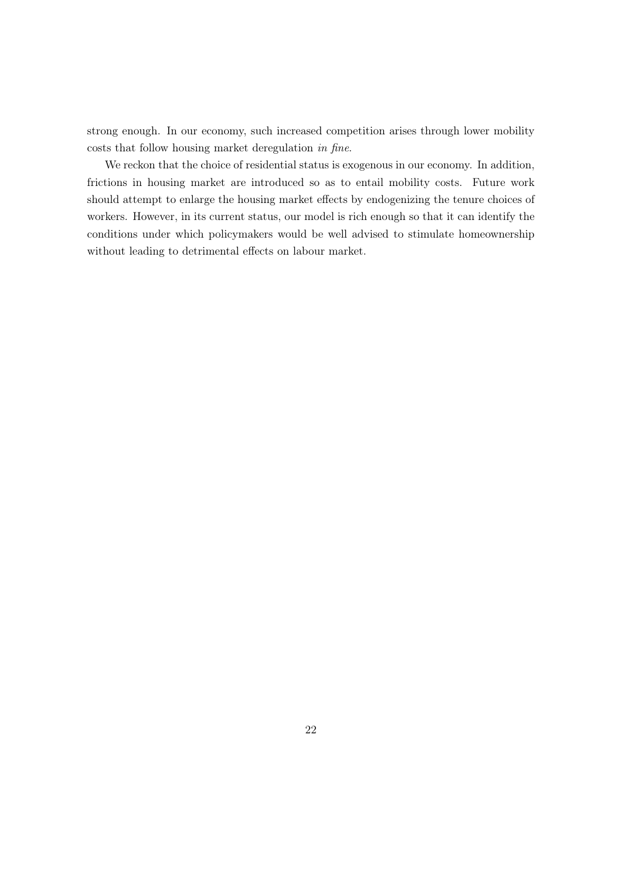strong enough. In our economy, such increased competition arises through lower mobility costs that follow housing market deregulation *in fine*.

We reckon that the choice of residential status is exogenous in our economy. In addition, frictions in housing market are introduced so as to entail mobility costs. Future work should attempt to enlarge the housing market effects by endogenizing the tenure choices of workers. However, in its current status, our model is rich enough so that it can identify the conditions under which policymakers would be well advised to stimulate homeownership without leading to detrimental effects on labour market.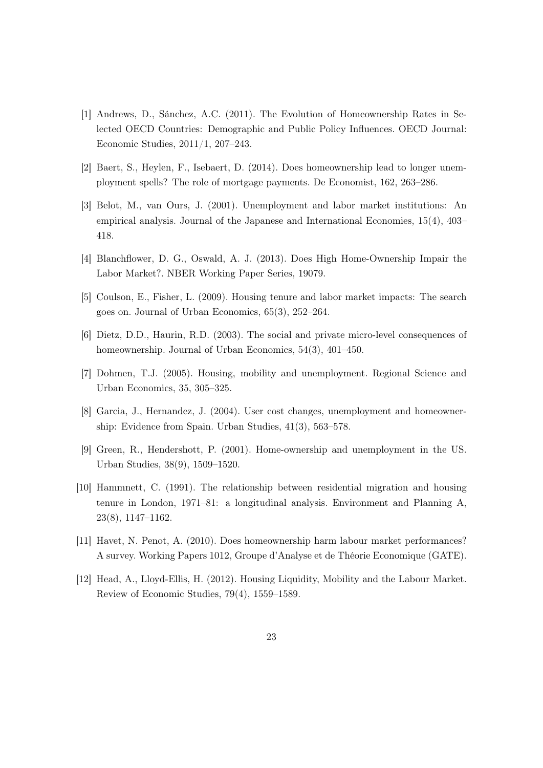[1] Andrews, D., Sánchez, A.C. (2011). The Evolution of Homeownership Rates in Selected OECD Countries: Demographic and Public Policy Influences. OECD Journal: Economic Studies, 2011/1, 207–243.

[2] Baert, S., Heylen, F., Isebaert, D. (2014). Does homeownership lead to longer unemployment spells? The role of mortgage payments. De Economist, 162, 263–286.

[3] Belot, M., van Ours, J. (2001). Unemployment and labor market institutions: An empirical analysis. Journal of the Japanese and International Economies, 15(4), 403–418.

[4] Blanchflower, D. G., Oswald, A. J. (2013). Does High Home-Ownership Impair the Labor Market?. NBER Working Paper Series, 19079.

[5] Coulson, E., Fisher, L. (2009). Housing tenure and labor market impacts: The search goes on. Journal of Urban Economics, 65(3), 252–264.

[6] Dietz, D.D., Haurin, R.D. (2003). The social and private micro-level consequences of homeownership. Journal of Urban Economics, 54(3), 401–450.

[7] Dohmen, T.J. (2005). Housing, mobility and unemployment. Regional Science and Urban Economics, 35, 305–325.

[8] Garcia, J., Hernandez, J. (2004). User cost changes, unemployment and homeownership: Evidence from Spain. Urban Studies, 41(3), 563–578.

[9] Green, R., Hendershott, P. (2001). Home-ownership and unemployment in the US. Urban Studies, 38(9), 1509–1520.

[10] Hammnett, C. (1991). The relationship between residential migration and housing tenure in London, 1971–81: a longitudinal analysis. Environment and Planning A, 23(8), 1147–1162.

[11] Havet, N. Penot, A. (2010). Does homeownership harm labour market performances? A survey. Working Papers 1012, Groupe d'Analyse et de Théorie Economique (GATE).

[12] Head, A., Lloyd-Ellis, H. (2012). Housing Liquidity, Mobility and the Labour Market. Review of Economic Studies, 79(4), 1559–1589.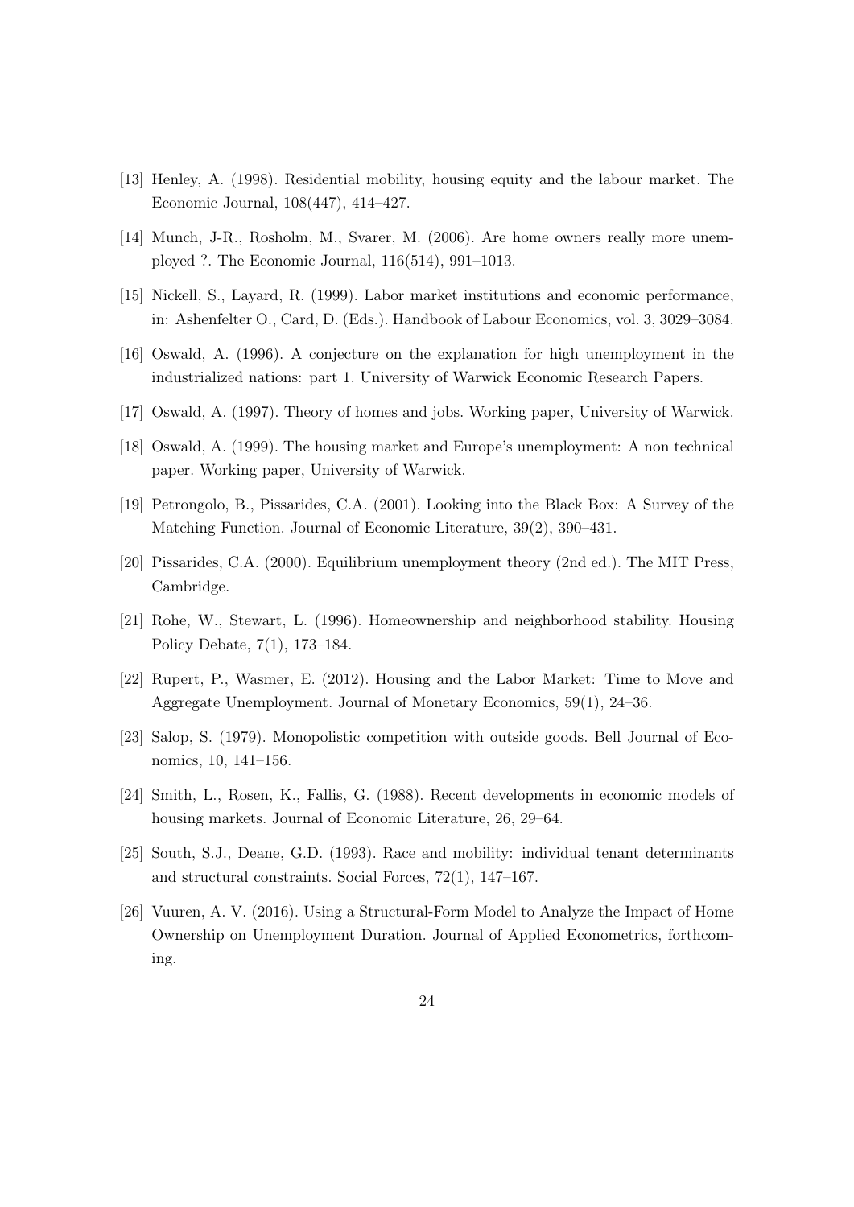[13] Henley, A. (1998). Residential mobility, housing equity and the labour market. The Economic Journal, 108(447), 414–427.

[14] Munch, J-R., Rosholm, M., Svarer, M. (2006). Are home owners really more unemployed ?. The Economic Journal, 116(514), 991–1013.

[15] Nickell, S., Layard, R. (1999). Labor market institutions and economic performance, in: Ashenfelter O., Card, D. (Eds.). Handbook of Labour Economics, vol. 3, 3029–3084.

[16] Oswald, A. (1996). A conjecture on the explanation for high unemployment in the industrialized nations: part 1. University of Warwick Economic Research Papers.

[17] Oswald, A. (1997). Theory of homes and jobs. Working paper, University of Warwick.

[18] Oswald, A. (1999). The housing market and Europe's unemployment: A non technical paper. Working paper, University of Warwick.

[19] Petrongolo, B., Pissarides, C.A. (2001). Looking into the Black Box: A Survey of the Matching Function. Journal of Economic Literature, 39(2), 390–431.

[20] Pissarides, C.A. (2000). Equilibrium unemployment theory (2nd ed.). The MIT Press, Cambridge.

[21] Rohe, W., Stewart, L. (1996). Homeownership and neighborhood stability. Housing Policy Debate, 7(1), 173–184.

[22] Rupert, P., Wasmer, E. (2012). Housing and the Labor Market: Time to Move and Aggregate Unemployment. Journal of Monetary Economics, 59(1), 24–36.

[23] Salop, S. (1979). Monopolistic competition with outside goods. Bell Journal of Economics, 10, 141–156.

[24] Smith, L., Rosen, K., Fallis, G. (1988). Recent developments in economic models of housing markets. Journal of Economic Literature, 26, 29–64.

[25] South, S.J., Deane, G.D. (1993). Race and mobility: individual tenant determinants and structural constraints. Social Forces, 72(1), 147–167.

[26] Vuuren, A. V. (2016). Using a Structural-Form Model to Analyze the Impact of Home Ownership on Unemployment Duration. Journal of Applied Econometrics, forthcoming.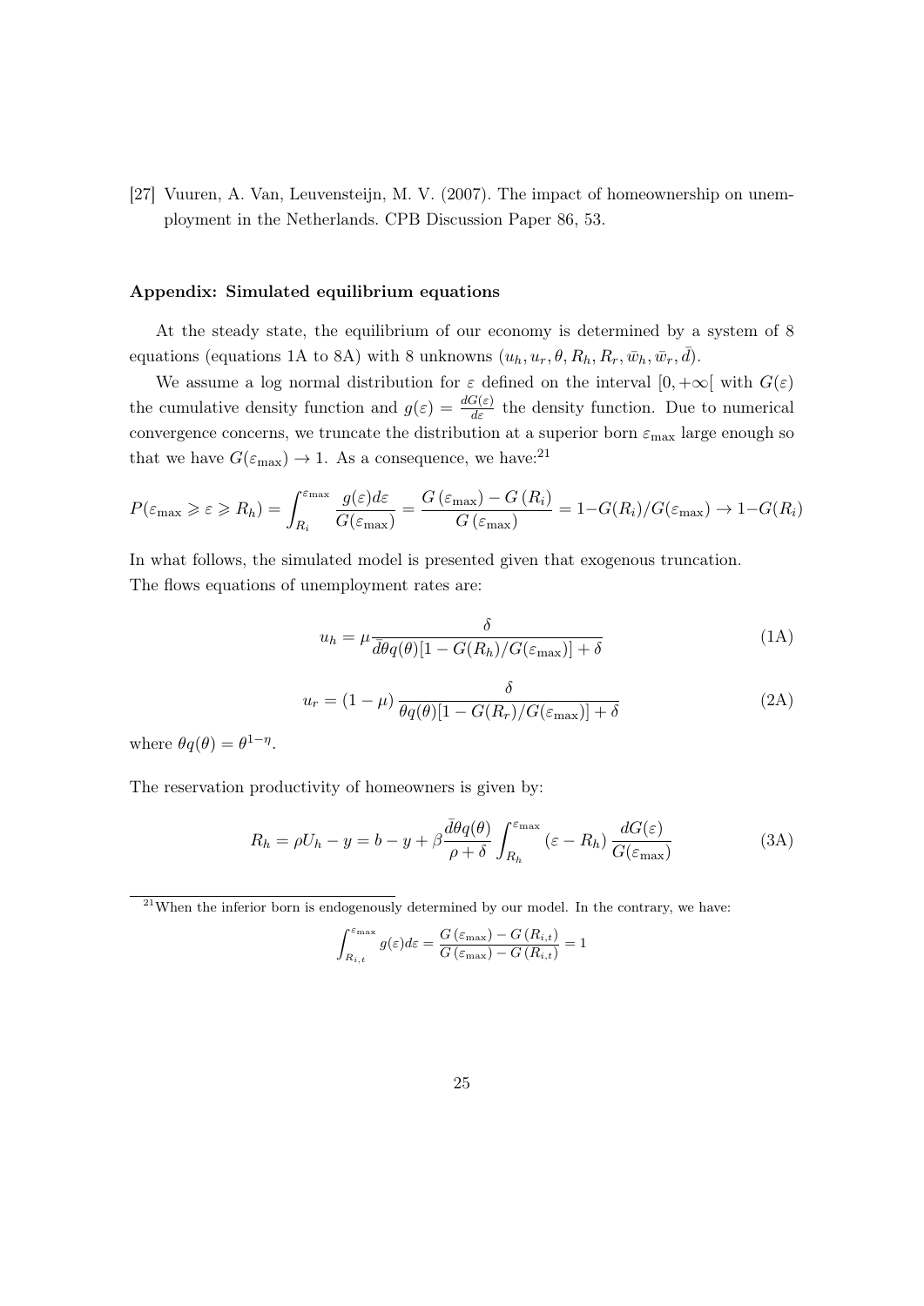[27] Vuuren, A. Van, Leuvensteijn, M. V. (2007). The impact of homeownership on unemployment in the Netherlands. CPB Discussion Paper 86, 53.

### Appendix: Simulated equilibrium equations

At the steady state, the equilibrium of our economy is determined by a system of 8 equations (equations 1A to 8A) with 8 unknowns $(u_h, u_r, \theta, R_h, R_r, \bar{w}_h, \bar{w}_r, \bar{d})$.

We assume a log normal distribution for $\varepsilon$ defined on the interval $[0, +\infty[$ with $G(\varepsilon)$ the cumulative density function and $g(\varepsilon) = \frac{dG(\varepsilon)}{d\varepsilon}$ the density function. Due to numerical convergence concerns, we truncate the distribution at a superior born $\varepsilon_{\max}$ large enough so that we have $G(\varepsilon_{\max}) \to 1$. As a consequence, we have:[21]

$$P(\varepsilon_{\max} \geqslant \varepsilon \geqslant R_h) = \int_{R_i}^{\varepsilon_{\max}} \frac{g(\varepsilon)d\varepsilon}{G(\varepsilon_{\max})} = \frac{G(\varepsilon_{\max}) - G(R_i)}{G(\varepsilon_{\max})} = 1 - G(R_i)/G(\varepsilon_{\max}) \to 1 - G(R_i)$$

In what follows, the simulated model is presented given that exogenous truncation.
The flows equations of unemployment rates are:

$$u_h = \mu \frac{\delta}{\bar{d}\theta q(\theta)[1 - G(R_h)/G(\varepsilon_{\max})] + \delta} \tag{1A}$$

$$u_r = (1 - \mu) \frac{\delta}{\theta q(\theta)[1 - G(R_r)/G(\varepsilon_{\max})] + \delta} \tag{2A}$$

where $\theta q(\theta) = \theta^{1-\eta}$.

The reservation productivity of homeowners is given by:

$$R_h = \rho U_h - y = b - y + \beta \frac{\bar{d}\theta q(\theta)}{\rho + \delta} \int_{R_h}^{\varepsilon_{\max}} (\varepsilon - R_h) \frac{dG(\varepsilon)}{G(\varepsilon_{\max})} \tag{3A}$$

[21] When the inferior born is endogenously determined by our model. In the contrary, we have:

$$\int_{R_{i,t}}^{\varepsilon_{\max}} g(\varepsilon)d\varepsilon = \frac{G(\varepsilon_{\max}) - G(R_{i,t})}{G(\varepsilon_{\max}) - G(R_{i,t})} = 1$$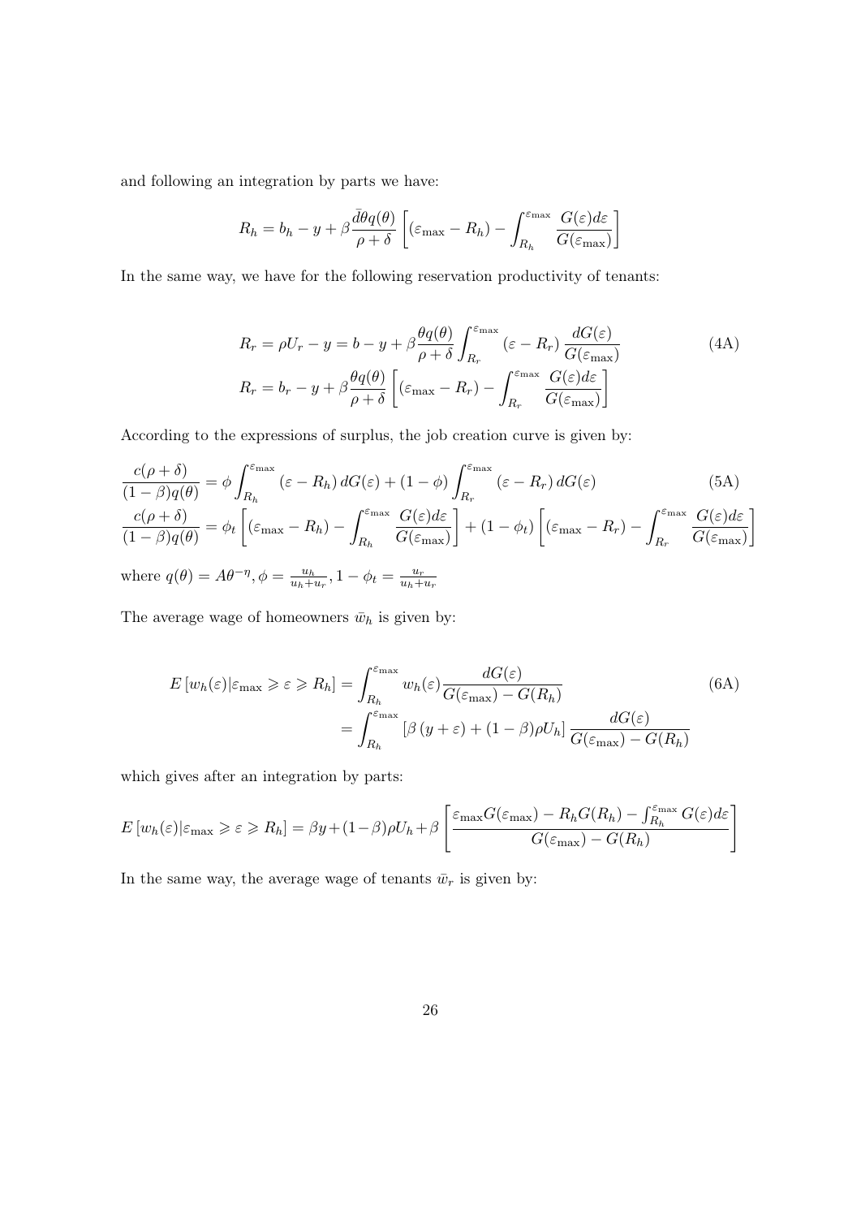and following an integration by parts we have:

$$R_h = b_h - y + \beta \frac{\bar{d}\theta q(\theta)}{\rho + \delta} \left[ (\varepsilon_{\max} - R_h) - \int_{R_h}^{\varepsilon_{\max}} \frac{G(\varepsilon) d\varepsilon}{G(\varepsilon_{\max})} \right]$$

In the same way, we have for the following reservation productivity of tenants:

$$R_r = \rho U_r - y = b - y + \beta \frac{\theta q(\theta)}{\rho + \delta} \int_{R_r}^{\varepsilon_{\max}} (\varepsilon - R_r) \frac{dG(\varepsilon)}{G(\varepsilon_{\max})} \tag{4A}$$

$$R_r = b_r - y + \beta \frac{\theta q(\theta)}{\rho + \delta} \left[ (\varepsilon_{\max} - R_r) - \int_{R_r}^{\varepsilon_{\max}} \frac{G(\varepsilon) d\varepsilon}{G(\varepsilon_{\max})} \right]$$

According to the expressions of surplus, the job creation curve is given by:

$$\frac{c(\rho + \delta)}{(1 - \beta) q(\theta)} = \phi \int_{R_h}^{\varepsilon_{\max}} (\varepsilon - R_h) \, dG(\varepsilon) + (1 - \phi) \int_{R_r}^{\varepsilon_{\max}} (\varepsilon - R_r) \, dG(\varepsilon) \tag{5A}$$

$$\frac{c(\rho + \delta)}{(1 - \beta) q(\theta)} = \phi_t \left[ (\varepsilon_{\max} - R_h) - \int_{R_h}^{\varepsilon_{\max}} \frac{G(\varepsilon) d\varepsilon}{G(\varepsilon_{\max})} \right] + (1 - \phi_t) \left[ (\varepsilon_{\max} - R_r) - \int_{R_r}^{\varepsilon_{\max}} \frac{G(\varepsilon) d\varepsilon}{G(\varepsilon_{\max})} \right]$$

where $q(\theta) = A\theta^{-\eta}, \phi = \frac{u_h}{u_h + u_r}, 1 - \phi_t = \frac{u_r}{u_h + u_r}$

The average wage of homeowners $\bar{w}_h$ is given by:

$$E \left[ w_h(\varepsilon) | \varepsilon_{\max} \geqslant \varepsilon \geqslant R_h \right] = \int_{R_h}^{\varepsilon_{\max}} w_h(\varepsilon) \frac{dG(\varepsilon)}{G(\varepsilon_{\max}) - G(R_h)} \tag{6A}$$

$$= \int_{R_h}^{\varepsilon_{\max}} \left[ \beta (y + \varepsilon) + (1 - \beta) \rho U_h \right] \frac{dG(\varepsilon)}{G(\varepsilon_{\max}) - G(R_h)}$$

which gives after an integration by parts:

$$E \left[ w_h(\varepsilon) | \varepsilon_{\max} \geqslant \varepsilon \geqslant R_h \right] = \beta y + (1 - \beta) \rho U_h + \beta \left[ \frac{\varepsilon_{\max} G(\varepsilon_{\max}) - R_h G(R_h) - \int_{R_h}^{\varepsilon_{\max}} G(\varepsilon) d\varepsilon}{G(\varepsilon_{\max}) - G(R_h)} \right]$$

In the same way, the average wage of tenants $\bar{w}_r$ is given by: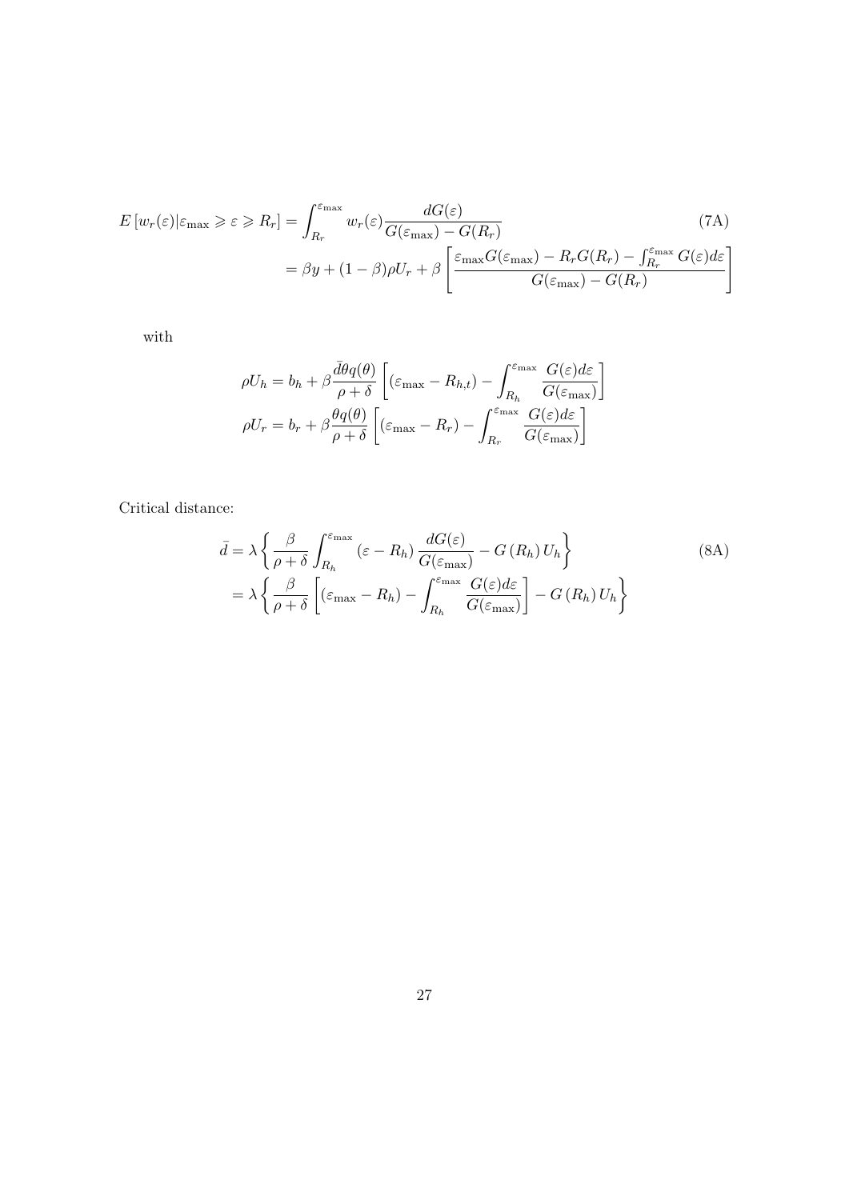$$
\begin{aligned}
E\left[w_r(\varepsilon)|\varepsilon_{\max} \geqslant \varepsilon \geqslant R_r\right] &= \int_{R_r}^{\varepsilon_{\max}} w_r(\varepsilon) \frac{dG(\varepsilon)}{G(\varepsilon_{\max}) - G(R_r)} \\
&= \beta y + (1-\beta)\rho U_r + \beta \left[ \frac{\varepsilon_{\max} G(\varepsilon_{\max}) - R_r G(R_r) - \int_{R_r}^{\varepsilon_{\max}} G(\varepsilon) d\varepsilon}{G(\varepsilon_{\max}) - G(R_r)} \right]
\end{aligned} \tag{7A}
$$

with

$$
\rho U_h = b_h + \beta \frac{\bar{d}\theta q(\theta)}{\rho + \delta} \left[ (\varepsilon_{\max} - R_{h,t}) - \int_{R_h}^{\varepsilon_{\max}} \frac{G(\varepsilon) d\varepsilon}{G(\varepsilon_{\max})} \right]
$$

$$
\rho U_r = b_r + \beta \frac{\theta q(\theta)}{\rho + \delta} \left[ (\varepsilon_{\max} - R_r) - \int_{R_r}^{\varepsilon_{\max}} \frac{G(\varepsilon) d\varepsilon}{G(\varepsilon_{\max})} \right]
$$

Critical distance:

$$
\begin{aligned}
\bar{d} &= \lambda \left\{ \frac{\beta}{\rho + \delta} \int_{R_h}^{\varepsilon_{\max}} (\varepsilon - R_h) \frac{dG(\varepsilon)}{G(\varepsilon_{\max})} - G(R_h) U_h \right\} \\
&= \lambda \left\{ \frac{\beta}{\rho + \delta} \left[ (\varepsilon_{\max} - R_h) - \int_{R_h}^{\varepsilon_{\max}} \frac{G(\varepsilon) d\varepsilon}{G(\varepsilon_{\max})} \right] - G(R_h) U_h \right\}
\end{aligned} \tag{8A}
$$